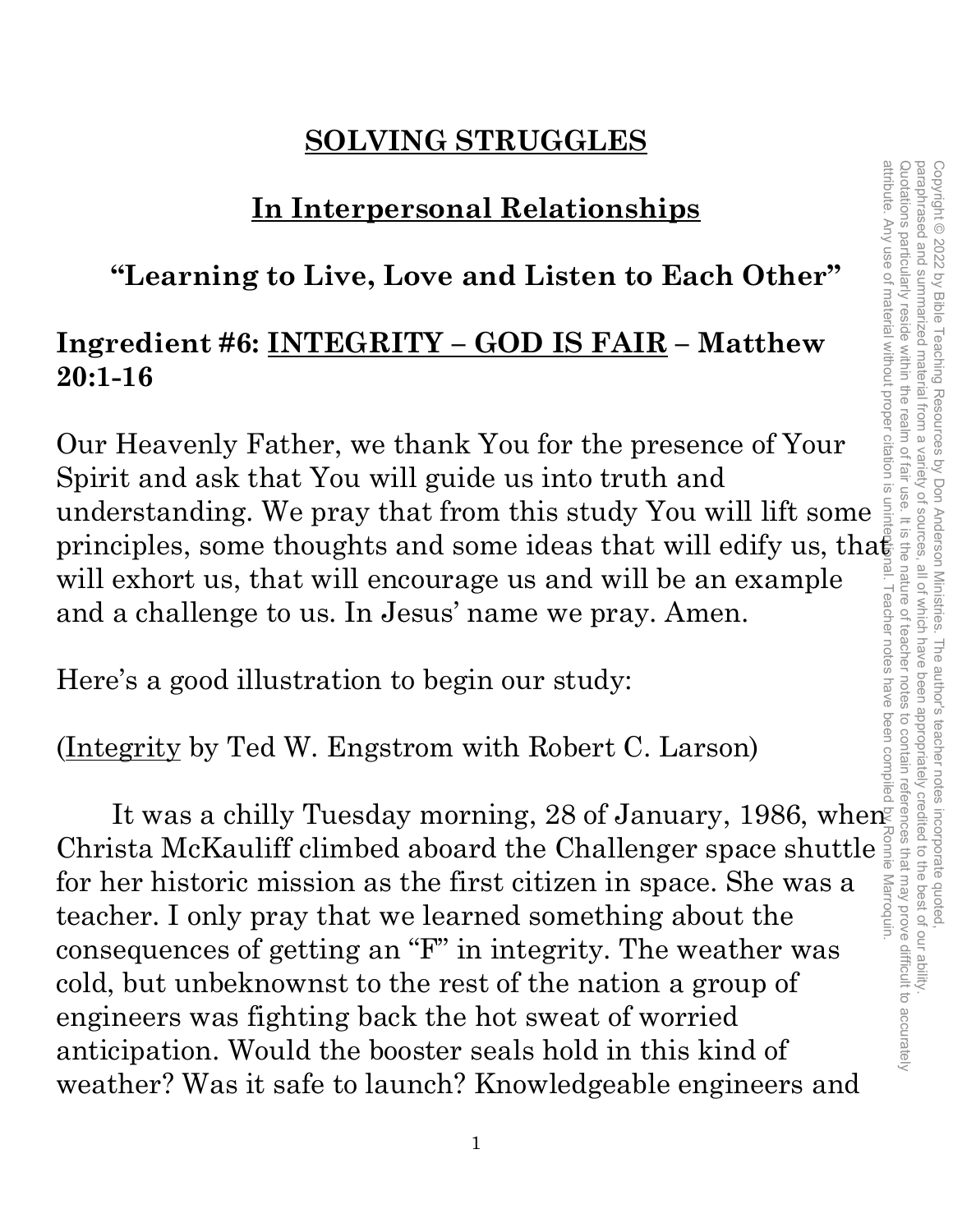# SOLVING STRUGGLES

## In Interpersonal Relationships

### "Learning to Live, Love and Listen to Each Other"

**Ingredient #6: <u>INTEGRITY – GOD IS FAIR</u> – Matthew 20:1-16**

Our Heavenly Father, we thank You for the presence of Your Spirit and ask that You will guide us into truth and understanding. We pray that from this study You will lift some principles, some thoughts and some ideas that will edify us, that will exhort us, that will encourage us and will be an example and a challenge to us. In Jesus' name we pray. Amen.

Here's a good illustration to begin our study:

(<u>Integrity</u> by Ted W. Engstrom with Robert C. Larson)

It was a chilly Tuesday morning, 28 of January, 1986, when Christa McKauliff climbed aboard the Challenger space shuttle for her historic mission as the first citizen in space. She was a teacher. I only pray that we learned something about the consequences of getting an "F" in integrity. The weather was cold, but unbeknownst to the rest of the nation a group of engineers was fighting back the hot sweat of worried anticipation. Would the booster seals hold in this kind of weather? Was it safe to launch? Knowledgeable engineers and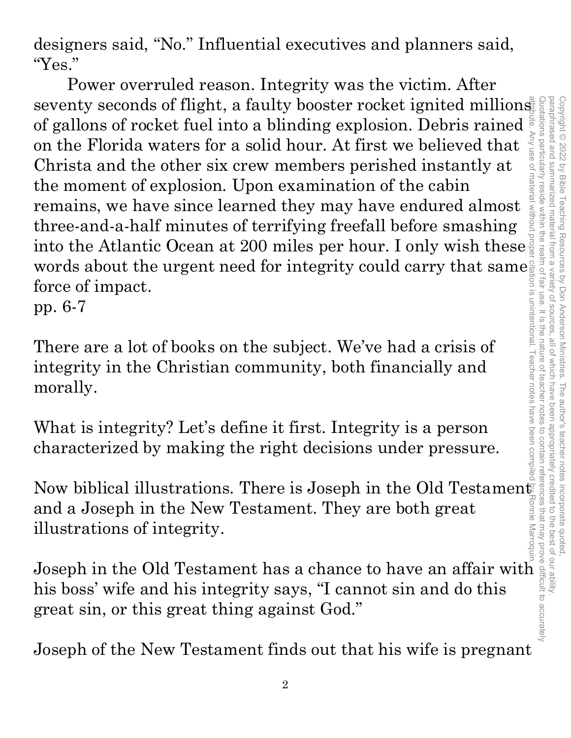designers said, “No.” Influential executives and planners said, “Yes.”

Power overruled reason. Integrity was the victim. After seventy seconds of flight, a faulty booster rocket ignited millions of gallons of rocket fuel into a blinding explosion. Debris rained on the Florida waters for a solid hour. At first we believed that Christa and the other six crew members perished instantly at the moment of explosion. Upon examination of the cabin remains, we have since learned they may have endured almost three-and-a-half minutes of terrifying freefall before smashing into the Atlantic Ocean at 200 miles per hour. I only wish these words about the urgent need for integrity could carry that same force of impact.
pp. 6-7

There are a lot of books on the subject. We’ve had a crisis of integrity in the Christian community, both financially and morally.

What is integrity? Let’s define it first. Integrity is a person characterized by making the right decisions under pressure.

Now biblical illustrations. There is Joseph in the Old Testament and a Joseph in the New Testament. They are both great illustrations of integrity.

Joseph in the Old Testament has a chance to have an affair with his boss’ wife and his integrity says, “I cannot sin and do this great sin, or this great thing against God.”

Joseph of the New Testament finds out that his wife is pregnant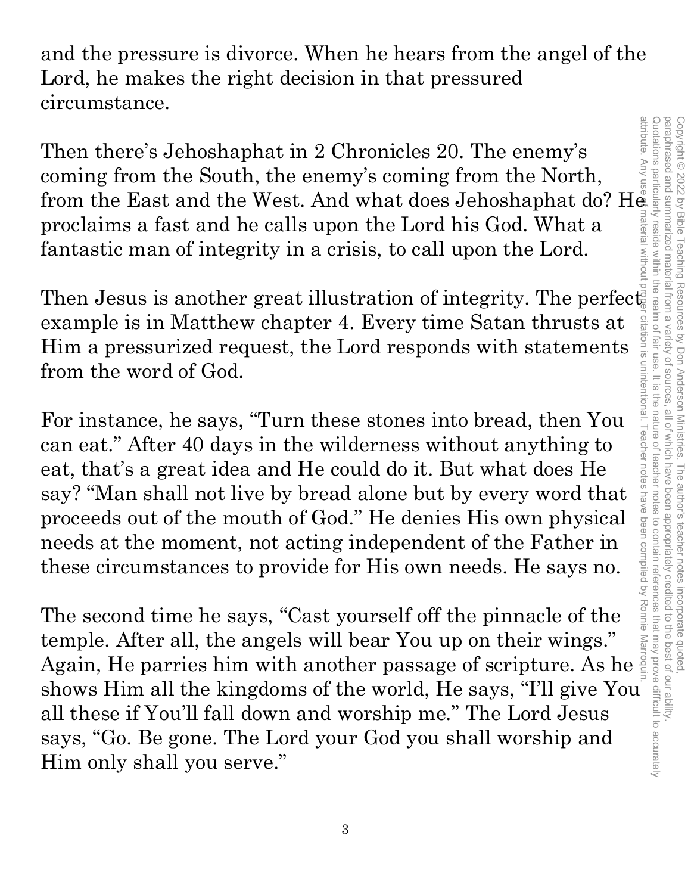and the pressure is divorce. When he hears from the angel of the Lord, he makes the right decision in that pressured circumstance.

Then there's Jehoshaphat in 2 Chronicles 20. The enemy's coming from the South, the enemy's coming from the North, from the East and the West. And what does Jehoshaphat do? He proclaims a fast and he calls upon the Lord his God. What a fantastic man of integrity in a crisis, to call upon the Lord.

Then Jesus is another great illustration of integrity. The perfect example is in Matthew chapter 4. Every time Satan thrusts at Him a pressurized request, the Lord responds with statements from the word of God.

For instance, he says, "Turn these stones into bread, then You can eat." After 40 days in the wilderness without anything to eat, that's a great idea and He could do it. But what does He say? "Man shall not live by bread alone but by every word that proceeds out of the mouth of God." He denies His own physical needs at the moment, not acting independent of the Father in these circumstances to provide for His own needs. He says no.

The second time he says, "Cast yourself off the pinnacle of the temple. After all, the angels will bear You up on their wings." Again, He parries him with another passage of scripture. As he shows Him all the kingdoms of the world, He says, "I'll give You all these if You'll fall down and worship me." The Lord Jesus says, "Go. Be gone. The Lord your God you shall worship and Him only shall you serve."

Copyright © 2022 by Bible Teaching Resources by Don Anderson Ministries. The author's teacher notes incorporate quoted, paraphrased and summarized material from a variety of sources, all of which have been appropriately credited to the best of our ability. Quotations particularly reside within the realm of fair use. It is the nature of teacher notes to contain references that may prove difficult to accurately attribute. Any use of material without proper citation is unintentional. Teacher notes have been compiled by Ronnie Marroquin.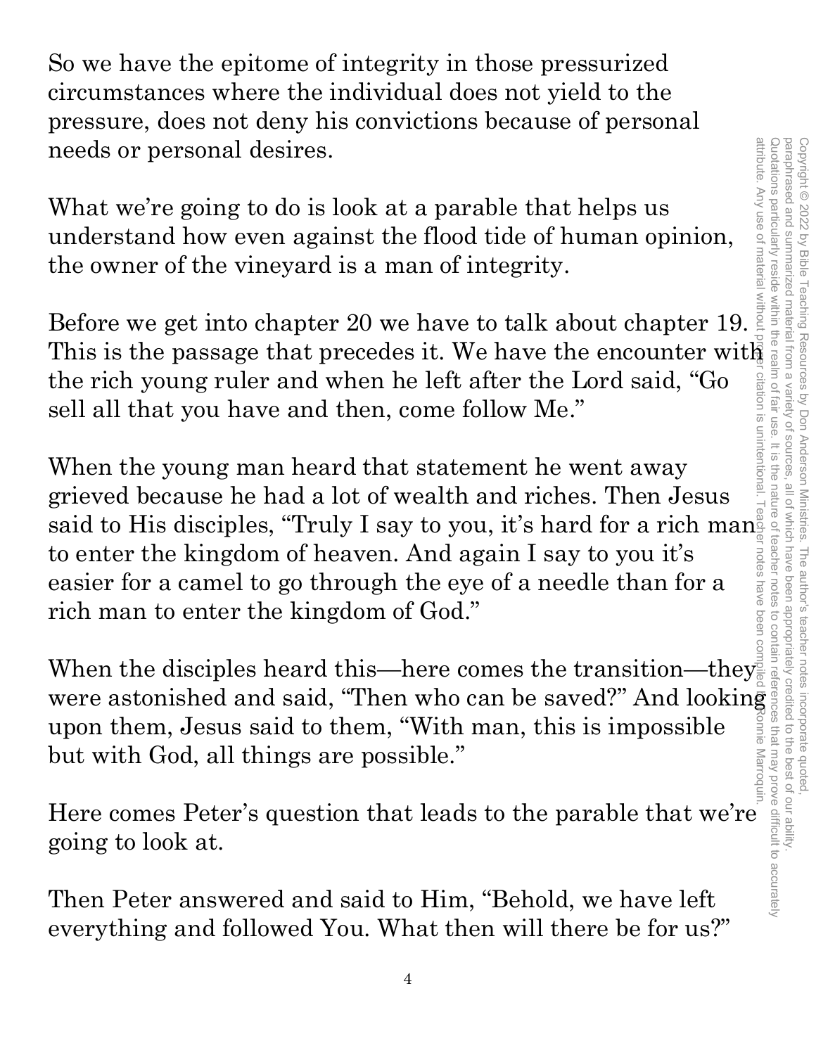So we have the epitome of integrity in those pressurized circumstances where the individual does not yield to the pressure, does not deny his convictions because of personal needs or personal desires.

What we're going to do is look at a parable that helps us understand how even against the flood tide of human opinion, the owner of the vineyard is a man of integrity.

Before we get into chapter 20 we have to talk about chapter 19. This is the passage that precedes it. We have the encounter with the rich young ruler and when he left after the Lord said, "Go sell all that you have and then, come follow Me."

When the young man heard that statement he went away grieved because he had a lot of wealth and riches. Then Jesus said to His disciples, "Truly I say to you, it's hard for a rich man to enter the kingdom of heaven. And again I say to you it's easier for a camel to go through the eye of a needle than for a rich man to enter the kingdom of God."

When the disciples heard this—here comes the transition—they were astonished and said, "Then who can be saved?" And looking upon them, Jesus said to them, "With man, this is impossible but with God, all things are possible."

Here comes Peter's question that leads to the parable that we're going to look at.

Then Peter answered and said to Him, "Behold, we have left everything and followed You. What then will there be for us?"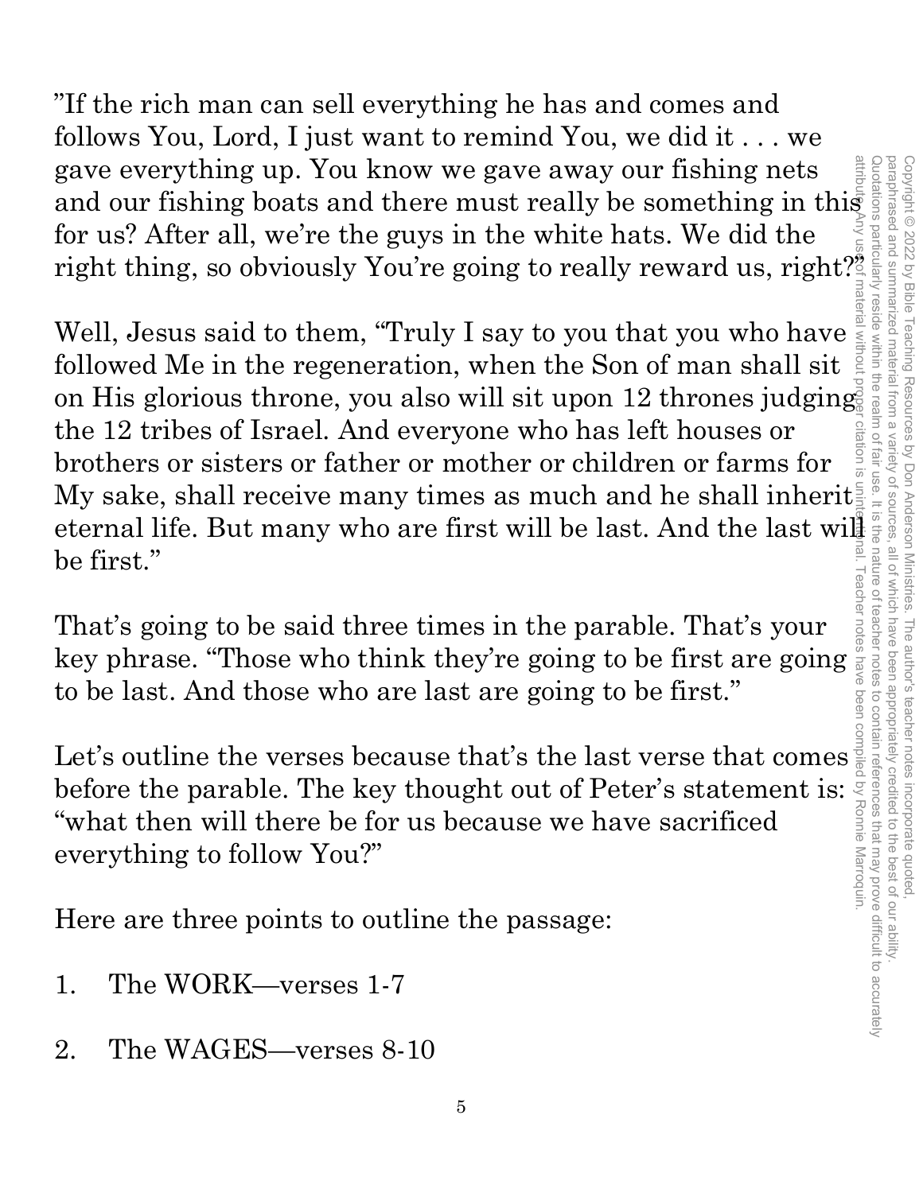”If the rich man can sell everything he has and comes and follows You, Lord, I just want to remind You, we did it . . . we gave everything up. You know we gave away our fishing nets and our fishing boats and there must really be something in this for us? After all, we’re the guys in the white hats. We did the right thing, so obviously You’re going to really reward us, right?”

Well, Jesus said to them, “Truly I say to you that you who have followed Me in the regeneration, when the Son of man shall sit on His glorious throne, you also will sit upon 12 thrones judging the 12 tribes of Israel. And everyone who has left houses or brothers or sisters or father or mother or children or farms for My sake, shall receive many times as much and he shall inherit eternal life. But many who are first will be last. And the last will be first.”

That’s going to be said three times in the parable. That’s your key phrase. “Those who think they’re going to be first are going to be last. And those who are last are going to be first.”

Let’s outline the verses because that’s the last verse that comes before the parable. The key thought out of Peter’s statement is: “what then will there be for us because we have sacrificed everything to follow You?”

Here are three points to outline the passage:

1. The WORK—verses 1-7

2. The WAGES—verses 8-10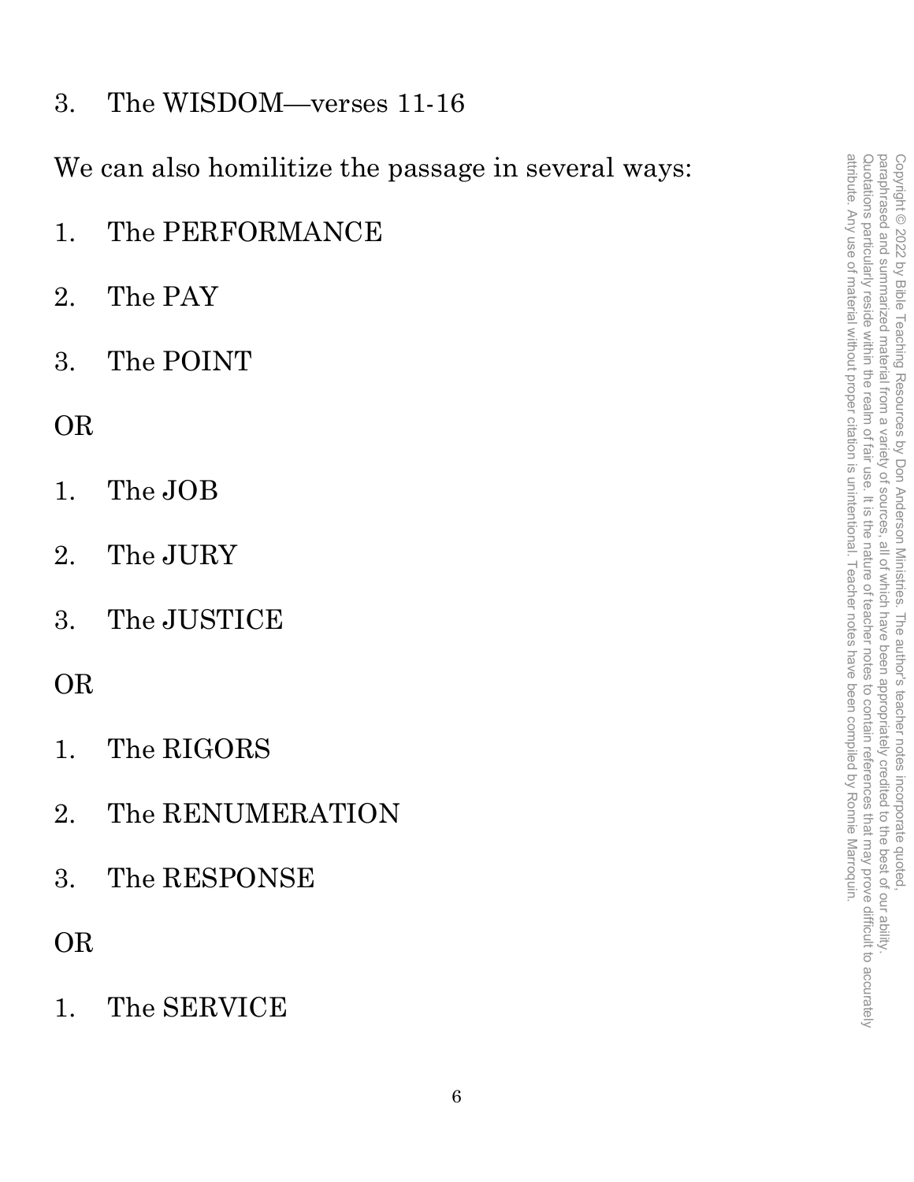3. The WISDOM—verses 11-16

We can also homilitize the passage in several ways:

1. The PERFORMANCE
2. The PAY
3. The POINT

OR

1. The JOB
2. The JURY
3. The JUSTICE

OR

1. The RIGORS
2. The RENUMERATION
3. The RESPONSE

OR

1. The SERVICE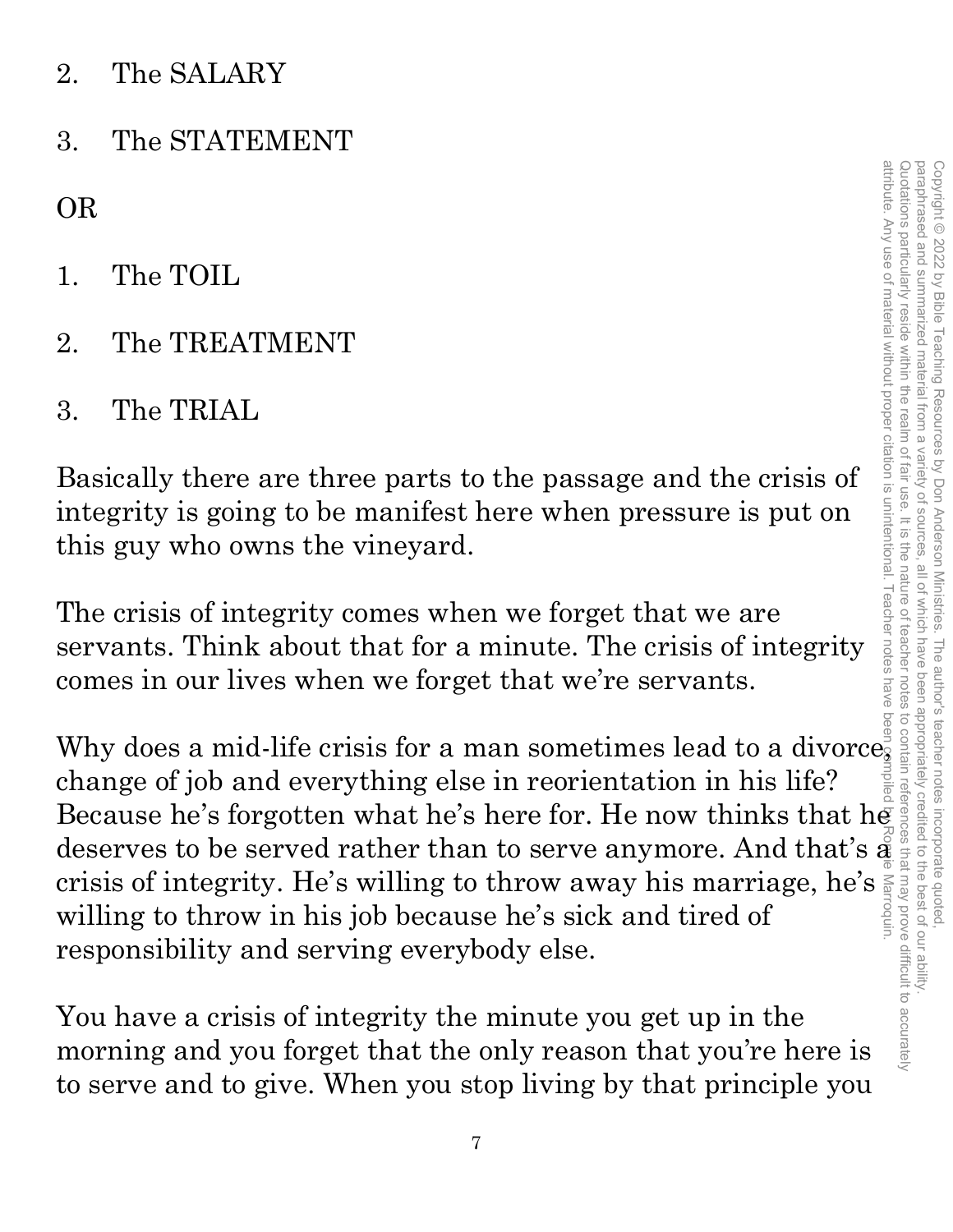2. The SALARY

3. The STATEMENT

OR

1. The TOIL

2. The TREATMENT

3. The TRIAL

Basically there are three parts to the passage and the crisis of integrity is going to be manifest here when pressure is put on this guy who owns the vineyard.

The crisis of integrity comes when we forget that we are servants. Think about that for a minute. The crisis of integrity comes in our lives when we forget that we're servants.

Why does a mid-life crisis for a man sometimes lead to a divorce, change of job and everything else in reorientation in his life? Because he's forgotten what he's here for. He now thinks that he deserves to be served rather than to serve anymore. And that's a crisis of integrity. He's willing to throw away his marriage, he's willing to throw in his job because he's sick and tired of responsibility and serving everybody else.

You have a crisis of integrity the minute you get up in the morning and you forget that the only reason that you're here is to serve and to give. When you stop living by that principle you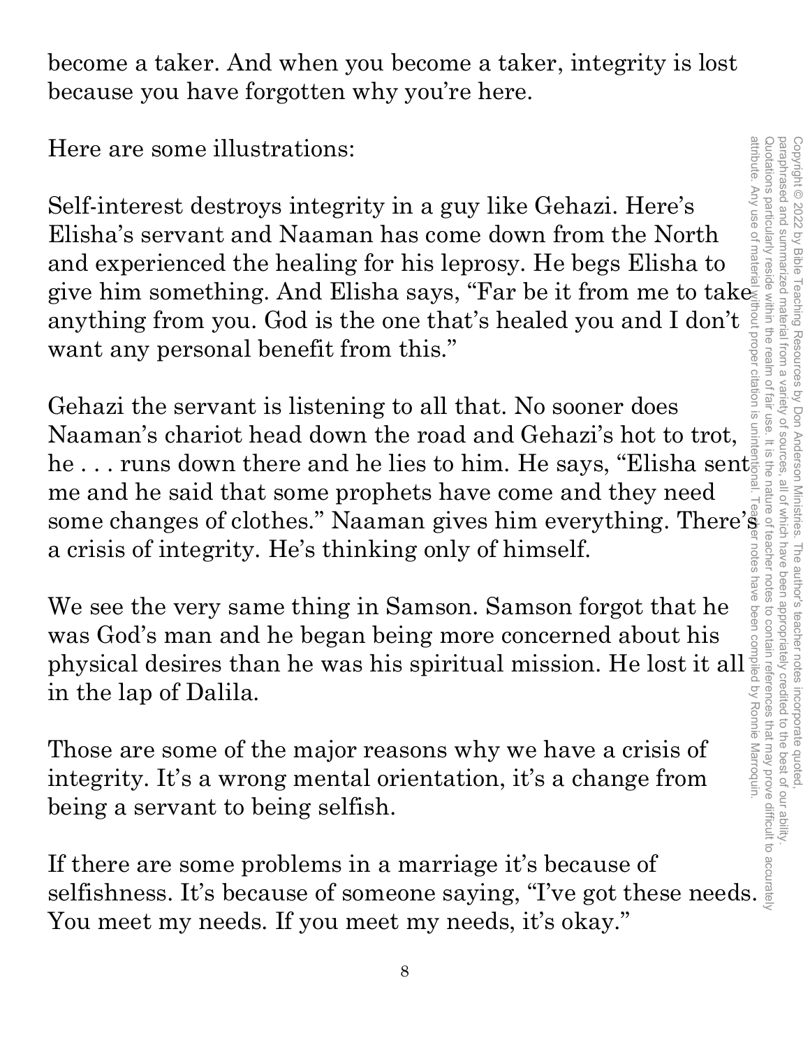become a taker. And when you become a taker, integrity is lost because you have forgotten why you're here.

Here are some illustrations:

Self-interest destroys integrity in a guy like Gehazi. Here's Elisha's servant and Naaman has come down from the North and experienced the healing for his leprosy. He begs Elisha to give him something. And Elisha says, "Far be it from me to take anything from you. God is the one that's healed you and I don't want any personal benefit from this."

Gehazi the servant is listening to all that. No sooner does Naaman's chariot head down the road and Gehazi's hot to trot, he . . . runs down there and he lies to him. He says, "Elisha sent me and he said that some prophets have come and they need some changes of clothes." Naaman gives him everything. There's a crisis of integrity. He's thinking only of himself.

We see the very same thing in Samson. Samson forgot that he was God's man and he began being more concerned about his physical desires than he was his spiritual mission. He lost it all in the lap of Dalila.

Those are some of the major reasons why we have a crisis of integrity. It's a wrong mental orientation, it's a change from being a servant to being selfish.

If there are some problems in a marriage it's because of selfishness. It's because of someone saying, "I've got these needs. You meet my needs. If you meet my needs, it's okay."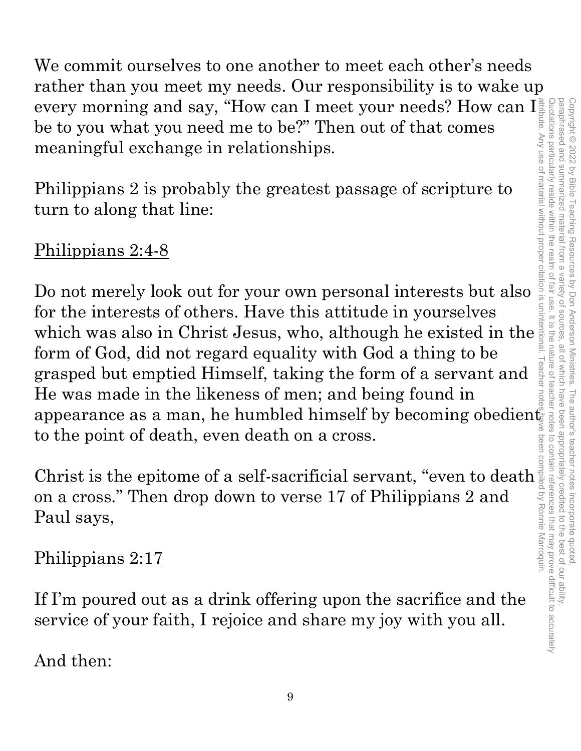We commit ourselves to one another to meet each other's needs rather than you meet my needs. Our responsibility is to wake up every morning and say, "How can I meet your needs? How can I be to you what you need me to be?" Then out of that comes meaningful exchange in relationships.

Philippians 2 is probably the greatest passage of scripture to turn to along that line:

<u>Philippians 2:4-8</u>

Do not merely look out for your own personal interests but also for the interests of others. Have this attitude in yourselves which was also in Christ Jesus, who, although he existed in the form of God, did not regard equality with God a thing to be grasped but emptied Himself, taking the form of a servant and He was made in the likeness of men; and being found in appearance as a man, he humbled himself by becoming obedient to the point of death, even death on a cross.

Christ is the epitome of a self-sacrificial servant, "even to death on a cross." Then drop down to verse 17 of Philippians 2 and Paul says,

<u>Philippians 2:17</u>

If I'm poured out as a drink offering upon the sacrifice and the service of your faith, I rejoice and share my joy with you all.

And then: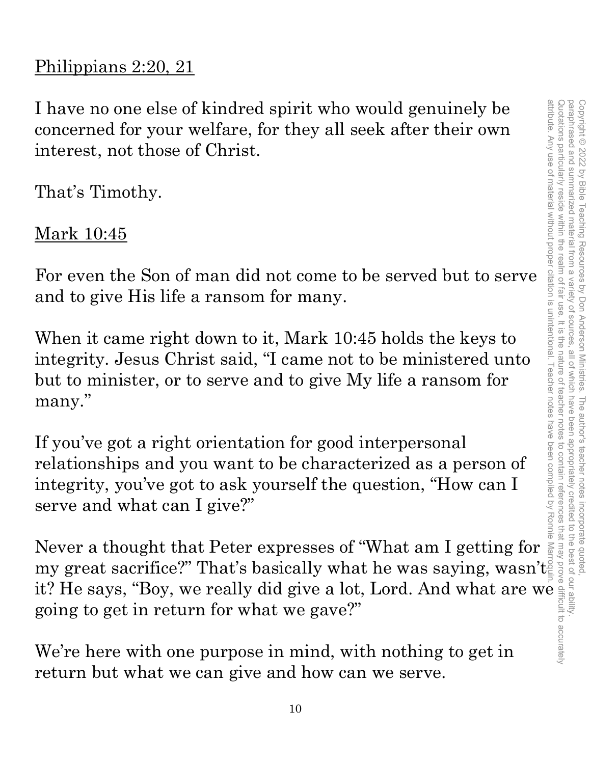Philippians 2:20, 21

I have no one else of kindred spirit who would genuinely be concerned for your welfare, for they all seek after their own interest, not those of Christ.

That's Timothy.

Mark 10:45

For even the Son of man did not come to be served but to serve and to give His life a ransom for many.

When it came right down to it, Mark 10:45 holds the keys to integrity. Jesus Christ said, "I came not to be ministered unto but to minister, or to serve and to give My life a ransom for many."

If you've got a right orientation for good interpersonal relationships and you want to be characterized as a person of integrity, you've got to ask yourself the question, "How can I serve and what can I give?"

Never a thought that Peter expresses of "What am I getting for my great sacrifice?" That's basically what he was saying, wasn't it? He says, "Boy, we really did give a lot, Lord. And what are we going to get in return for what we gave?"

We're here with one purpose in mind, with nothing to get in return but what we can give and how can we serve.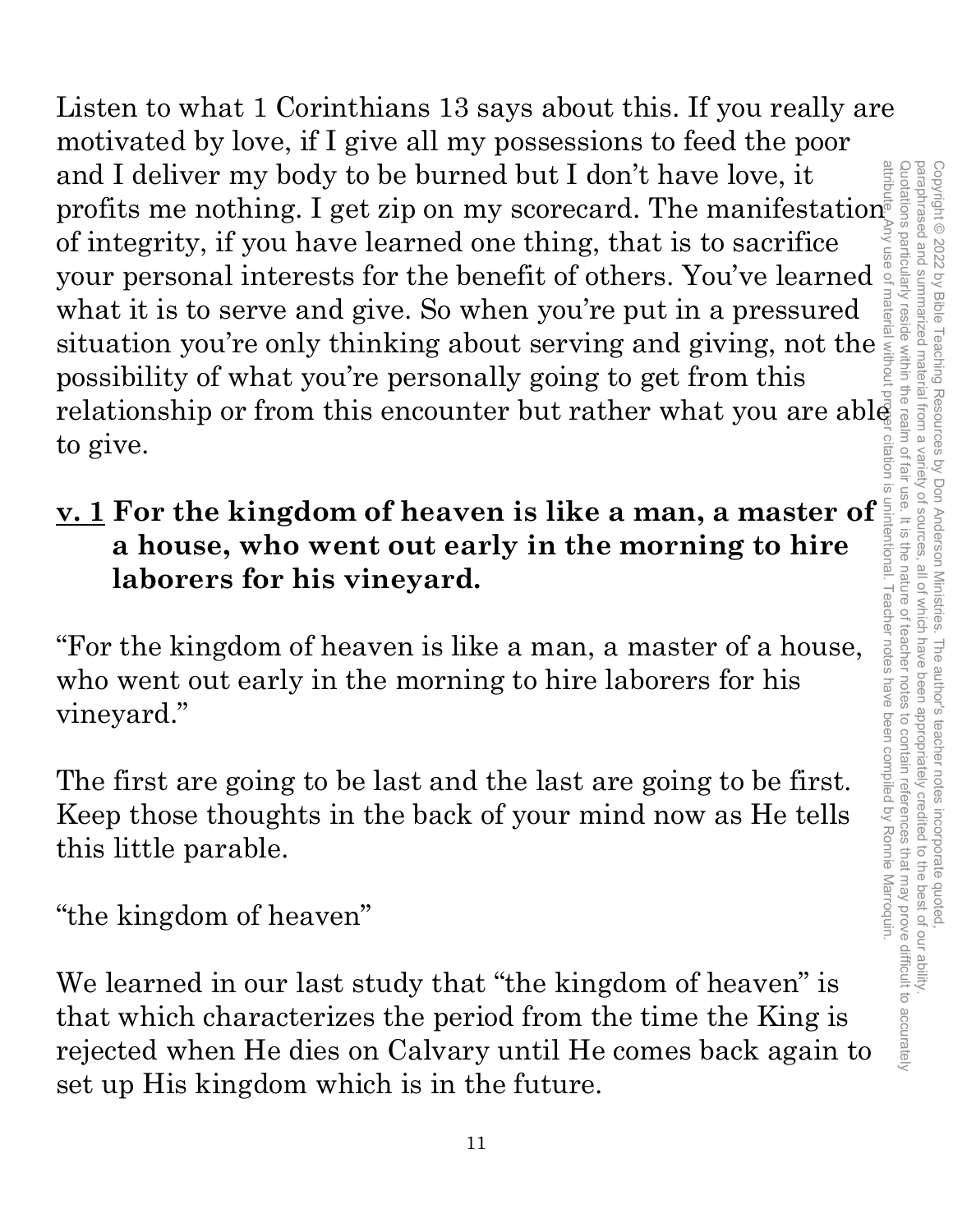Listen to what 1 Corinthians 13 says about this. If you really are motivated by love, if I give all my possessions to feed the poor and I deliver my body to be burned but I don't have love, it profits me nothing. I get zip on my scorecard. The manifestation of integrity, if you have learned one thing, that is to sacrifice your personal interests for the benefit of others. You've learned what it is to serve and give. So when you're put in a pressured situation you're only thinking about serving and giving, not the possibility of what you're personally going to get from this relationship or from this encounter but rather what you are able to give.

**v. 1 For the kingdom of heaven is like a man, a master of a house, who went out early in the morning to hire laborers for his vineyard.**

"For the kingdom of heaven is like a man, a master of a house, who went out early in the morning to hire laborers for his vineyard."

The first are going to be last and the last are going to be first. Keep those thoughts in the back of your mind now as He tells this little parable.

"the kingdom of heaven"

We learned in our last study that "the kingdom of heaven" is that which characterizes the period from the time the King is rejected when He dies on Calvary until He comes back again to set up His kingdom which is in the future.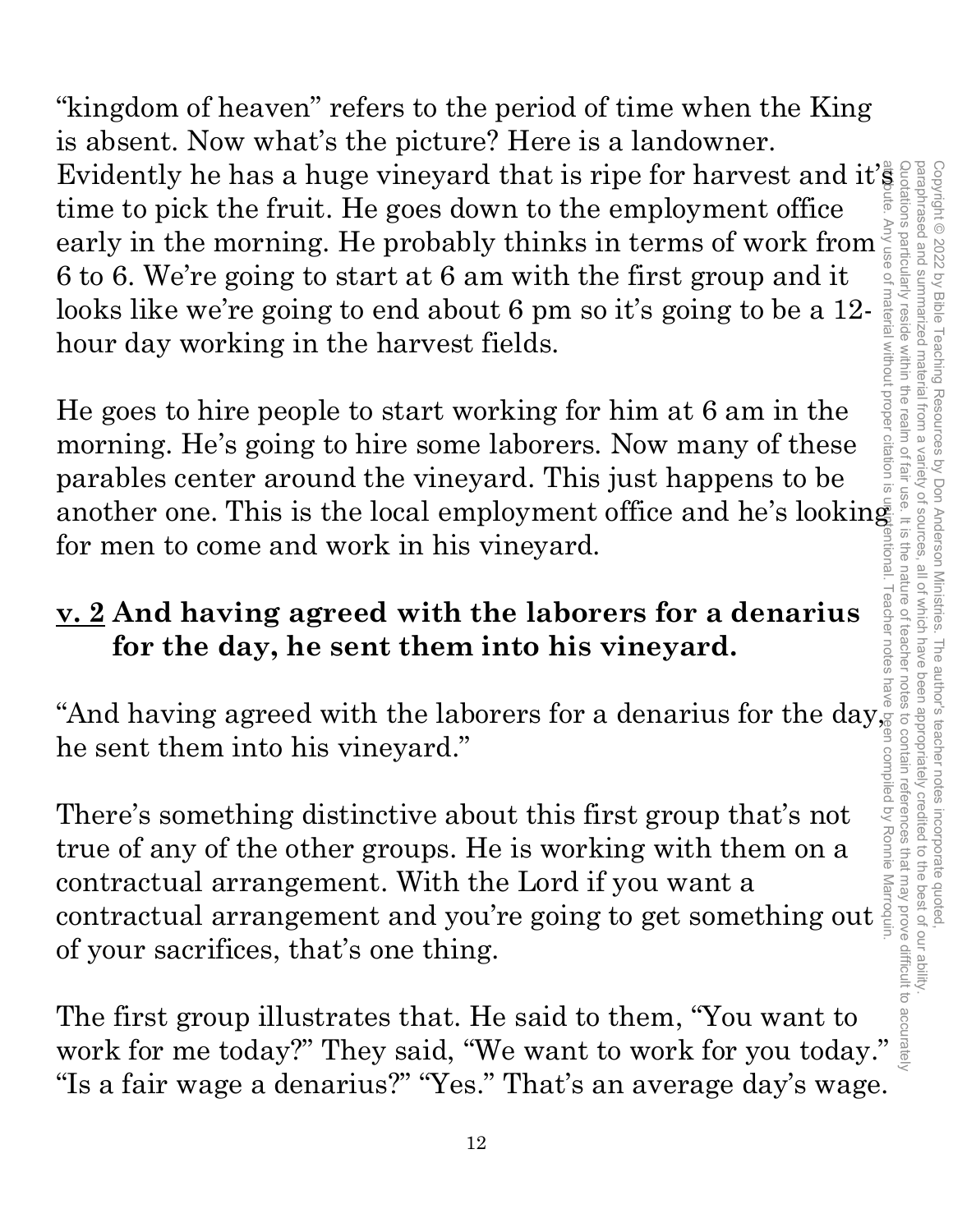"kingdom of heaven" refers to the period of time when the King is absent. Now what's the picture? Here is a landowner. Evidently he has a huge vineyard that is ripe for harvest and it's time to pick the fruit. He goes down to the employment office early in the morning. He probably thinks in terms of work from 6 to 6. We're going to start at 6 am with the first group and it looks like we're going to end about 6 pm so it's going to be a 12-hour day working in the harvest fields.

He goes to hire people to start working for him at 6 am in the morning. He's going to hire some laborers. Now many of these parables center around the vineyard. This just happens to be another one. This is the local employment office and he's looking for men to come and work in his vineyard.

**<u>v. 2</u> And having agreed with the laborers for a denarius for the day, he sent them into his vineyard.**

"And having agreed with the laborers for a denarius for the day, he sent them into his vineyard."

There's something distinctive about this first group that's not true of any of the other groups. He is working with them on a contractual arrangement. With the Lord if you want a contractual arrangement and you're going to get something out of your sacrifices, that's one thing.

The first group illustrates that. He said to them, "You want to work for me today?" They said, "We want to work for you today." "Is a fair wage a denarius?" "Yes." That's an average day's wage.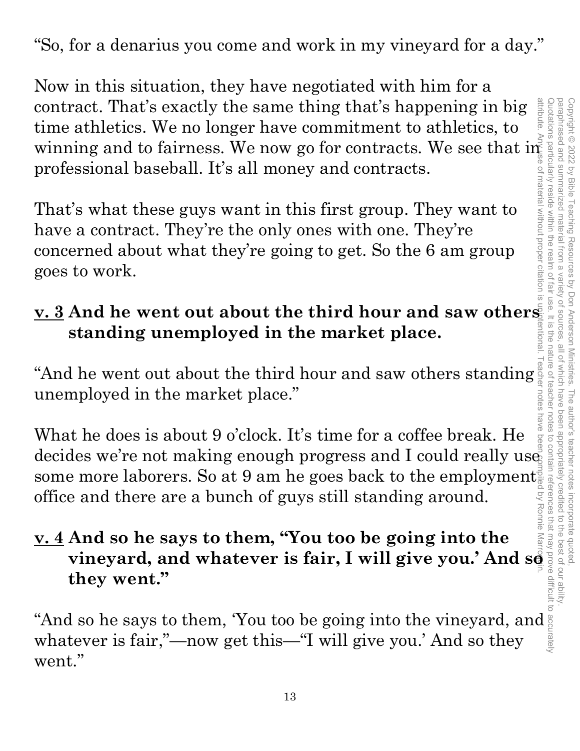"So, for a denarius you come and work in my vineyard for a day."

Now in this situation, they have negotiated with him for a contract. That's exactly the same thing that's happening in big time athletics. We no longer have commitment to athletics, to winning and to fairness. We now go for contracts. We see that in professional baseball. It's all money and contracts.

That's what these guys want in this first group. They want to have a contract. They're the only ones with one. They're concerned about what they're going to get. So the 6 am group goes to work.

**<u>v. 3</u> And he went out about the third hour and saw others standing unemployed in the market place.**

"And he went out about the third hour and saw others standing unemployed in the market place."

What he does is about 9 o'clock. It's time for a coffee break. He decides we're not making enough progress and I could really use some more laborers. So at 9 am he goes back to the employment office and there are a bunch of guys still standing around.

**<u>v. 4</u> And so he says to them, "You too be going into the vineyard, and whatever is fair, I will give you.' And so they went."**

"And so he says to them, 'You too be going into the vineyard, and whatever is fair,"—now get this—"I will give you.' And so they went."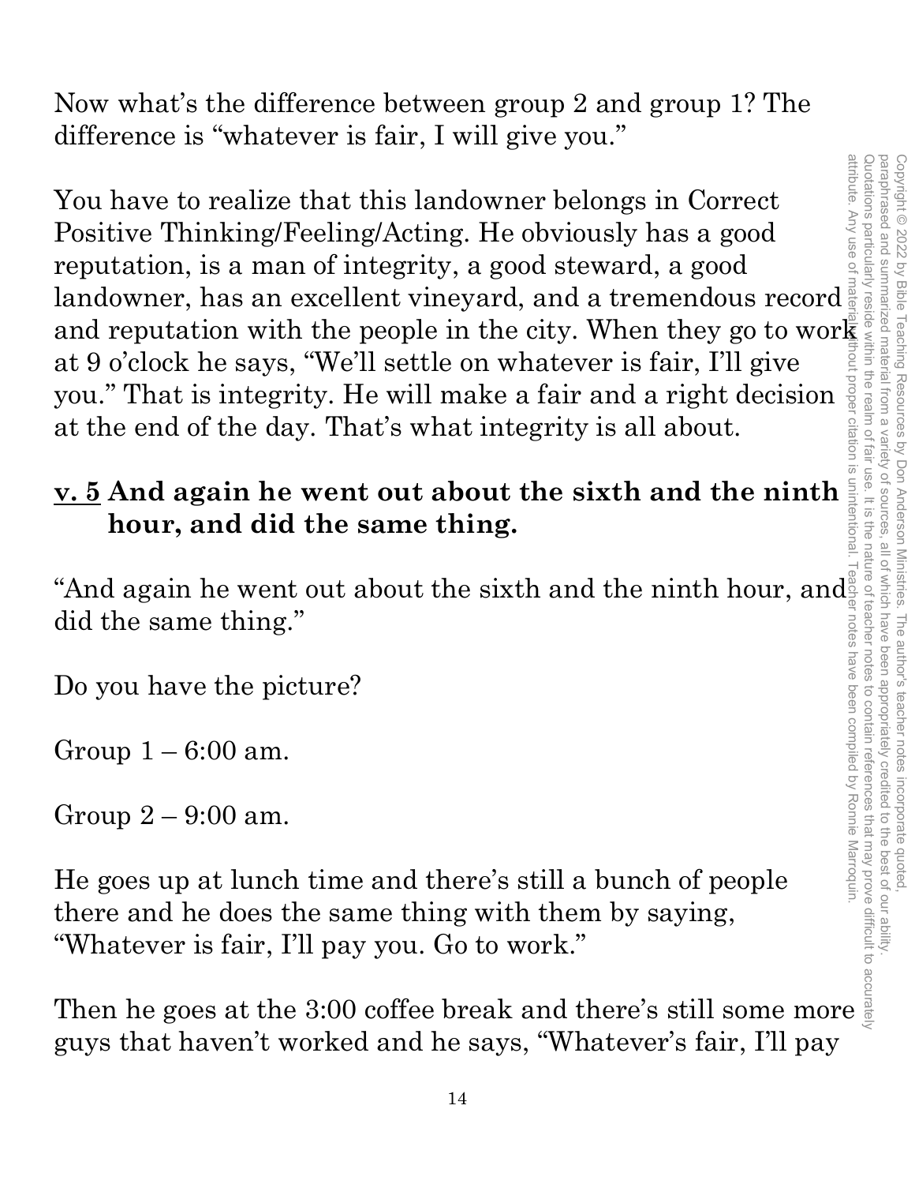Now what's the difference between group 2 and group 1? The difference is "whatever is fair, I will give you."

You have to realize that this landowner belongs in Correct Positive Thinking/Feeling/Acting. He obviously has a good reputation, is a man of integrity, a good steward, a good landowner, has an excellent vineyard, and a tremendous record and reputation with the people in the city. When they go to work at 9 o'clock he says, "We'll settle on whatever is fair, I'll give you." That is integrity. He will make a fair and a right decision at the end of the day. That's what integrity is all about.

**<u>v. 5</u> And again he went out about the sixth and the ninth hour, and did the same thing.**

"And again he went out about the sixth and the ninth hour, and did the same thing."

Do you have the picture?

Group 1 – 6:00 am.

Group 2 – 9:00 am.

He goes up at lunch time and there's still a bunch of people there and he does the same thing with them by saying, "Whatever is fair, I'll pay you. Go to work."

Then he goes at the 3:00 coffee break and there's still some more guys that haven't worked and he says, "Whatever's fair, I'll pay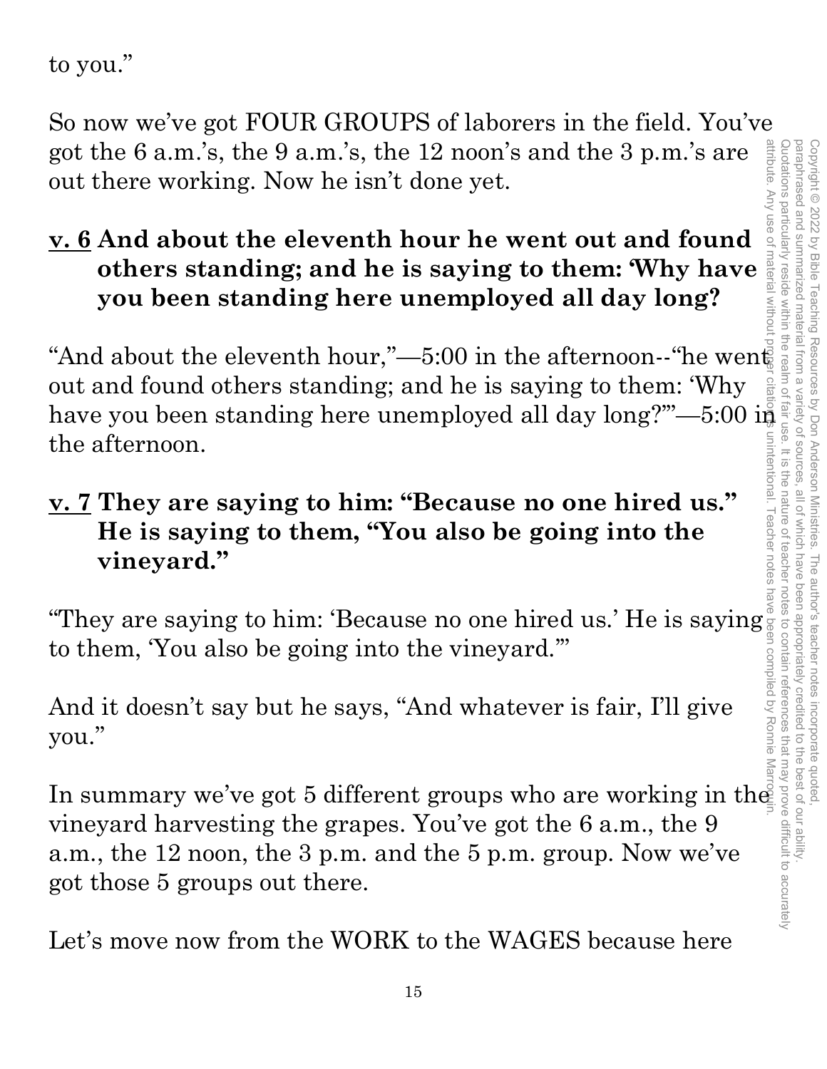to you."

So now we've got FOUR GROUPS of laborers in the field. You've got the 6 a.m.'s, the 9 a.m.'s, the 12 noon's and the 3 p.m.'s are out there working. Now he isn't done yet.

**v. 6 And about the eleventh hour he went out and found others standing; and he is saying to them: 'Why have you been standing here unemployed all day long?**

"And about the eleventh hour,"—5:00 in the afternoon--"he went out and found others standing; and he is saying to them: 'Why have you been standing here unemployed all day long?'"—5:00 in the afternoon.

**v. 7 They are saying to him: "Because no one hired us." He is saying to them, "You also be going into the vineyard."**

"They are saying to him: 'Because no one hired us.' He is saying to them, 'You also be going into the vineyard.'"

And it doesn't say but he says, "And whatever is fair, I'll give you."

In summary we've got 5 different groups who are working in the vineyard harvesting the grapes. You've got the 6 a.m., the 9 a.m., the 12 noon, the 3 p.m. and the 5 p.m. group. Now we've got those 5 groups out there.

Let's move now from the WORK to the WAGES because here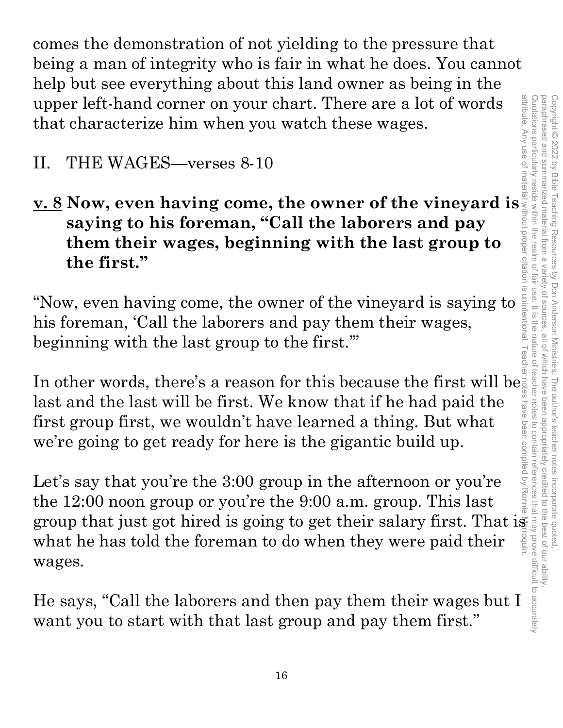comes the demonstration of not yielding to the pressure that being a man of integrity who is fair in what he does. You cannot help but see everything about this land owner as being in the upper left-hand corner on your chart. There are a lot of words that characterize him when you watch these wages.

## II. THE WAGES—verses 8-10

**<u>v. 8</u> Now, even having come, the owner of the vineyard is saying to his foreman, "Call the laborers and pay them their wages, beginning with the last group to the first."**

"Now, even having come, the owner of the vineyard is saying to his foreman, 'Call the laborers and pay them their wages, beginning with the last group to the first.'"

In other words, there's a reason for this because the first will be last and the last will be first. We know that if he had paid the first group first, we wouldn't have learned a thing. But what we're going to get ready for here is the gigantic build up.

Let's say that you're the 3:00 group in the afternoon or you're the 12:00 noon group or you're the 9:00 a.m. group. This last group that just got hired is going to get their salary first. That is what he has told the foreman to do when they were paid their wages.

He says, "Call the laborers and then pay them their wages but I want you to start with that last group and pay them first."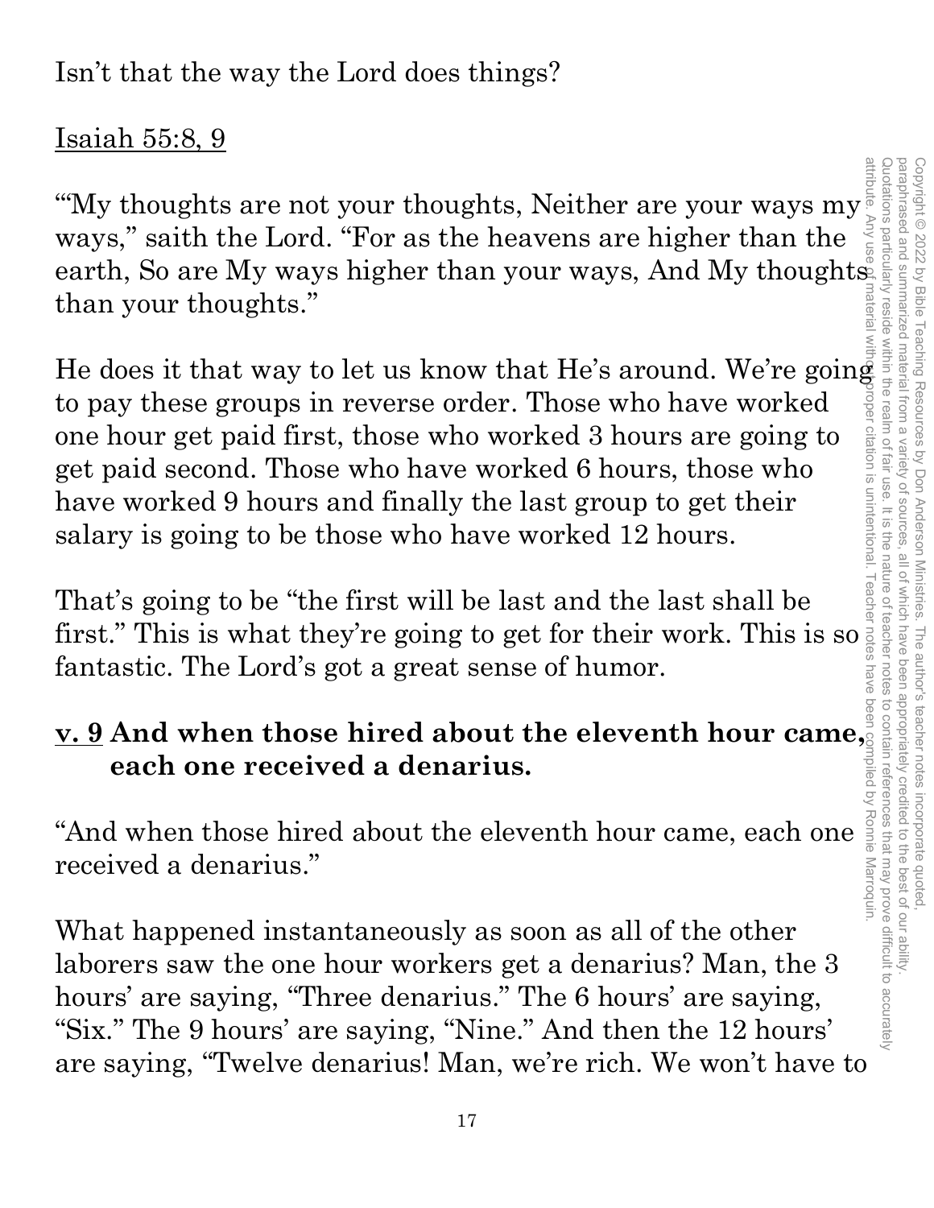Isn't that the way the Lord does things?

<u>Isaiah 55:8, 9</u>

"'My thoughts are not your thoughts, Neither are your ways my ways," saith the Lord. "For as the heavens are higher than the earth, So are My ways higher than your ways, And My thoughts than your thoughts."

He does it that way to let us know that He's around. We're going to pay these groups in reverse order. Those who have worked one hour get paid first, those who worked 3 hours are going to get paid second. Those who have worked 6 hours, those who have worked 9 hours and finally the last group to get their salary is going to be those who have worked 12 hours.

That's going to be "the first will be last and the last shall be first." This is what they're going to get for their work. This is so fantastic. The Lord's got a great sense of humor.

**<u>v. 9</u> And when those hired about the eleventh hour came, each one received a denarius.**

"And when those hired about the eleventh hour came, each one received a denarius."

What happened instantaneously as soon as all of the other laborers saw the one hour workers get a denarius? Man, the 3 hours' are saying, "Three denarius." The 6 hours' are saying, "Six." The 9 hours' are saying, "Nine." And then the 12 hours' are saying, "Twelve denarius! Man, we're rich. We won't have to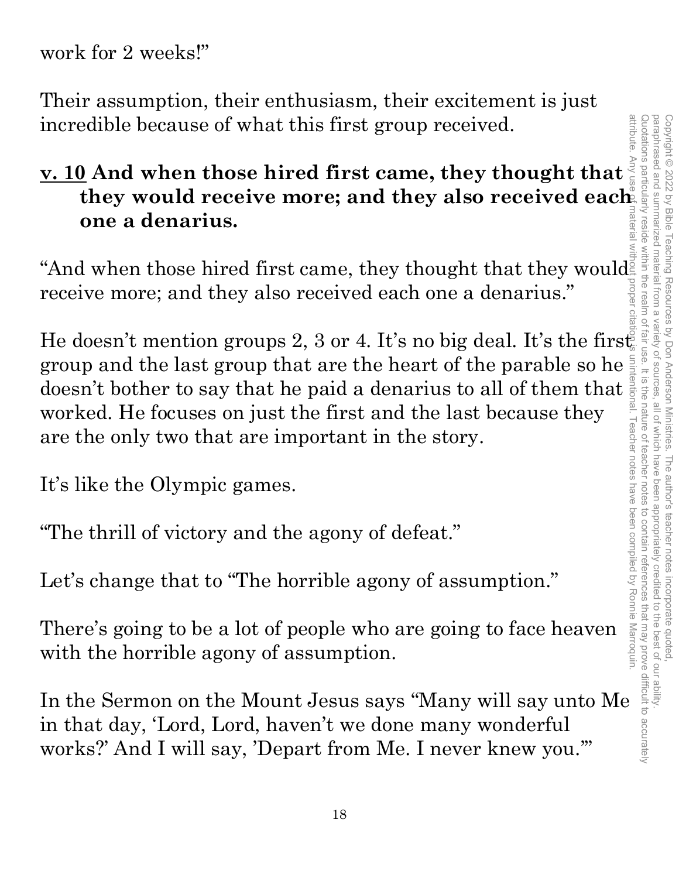work for 2 weeks!"

Their assumption, their enthusiasm, their excitement is just incredible because of what this first group received.

**<u>v. 10</u> And when those hired first came, they thought that they would receive more; and they also received each one a denarius.**

"And when those hired first came, they thought that they would receive more; and they also received each one a denarius."

He doesn't mention groups 2, 3 or 4. It's no big deal. It's the first group and the last group that are the heart of the parable so he doesn't bother to say that he paid a denarius to all of them that worked. He focuses on just the first and the last because they are the only two that are important in the story.

It's like the Olympic games.

"The thrill of victory and the agony of defeat."

Let's change that to "The horrible agony of assumption."

There's going to be a lot of people who are going to face heaven with the horrible agony of assumption.

In the Sermon on the Mount Jesus says "Many will say unto Me in that day, 'Lord, Lord, haven't we done many wonderful works?' And I will say, 'Depart from Me. I never knew you.'"

Copyright © 2022 by Bible Teaching Resources by Don Anderson Ministries. The author's teacher notes incorporate quoted, paraphrased and summarized material from a variety of sources, all of which have been appropriately credited to the best of our ability. Quotations particularly reside within the realm of fair use. It is the nature of teacher notes to contain references that may prove difficult to accurately attribute. Any use of material without proper citation is unintentional. Teacher notes have been compiled by Ronnie Marroquin.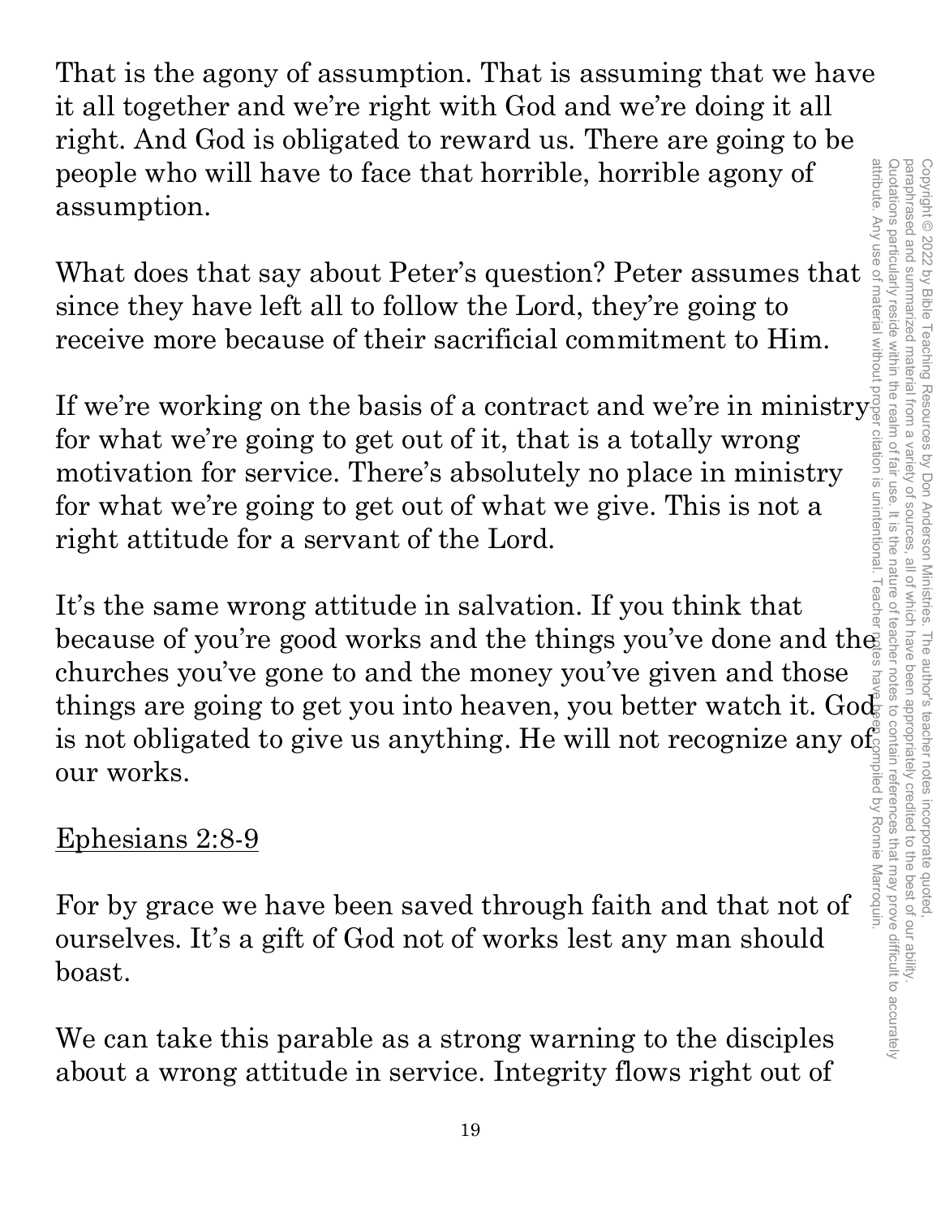That is the agony of assumption. That is assuming that we have it all together and we're right with God and we're doing it all right. And God is obligated to reward us. There are going to be people who will have to face that horrible, horrible agony of assumption.

What does that say about Peter's question? Peter assumes that since they have left all to follow the Lord, they're going to receive more because of their sacrificial commitment to Him.

If we're working on the basis of a contract and we're in ministry for what we're going to get out of it, that is a totally wrong motivation for service. There's absolutely no place in ministry for what we're going to get out of what we give. This is not a right attitude for a servant of the Lord.

It's the same wrong attitude in salvation. If you think that because of you're good works and the things you've done and the churches you've gone to and the money you've given and those things are going to get you into heaven, you better watch it. God is not obligated to give us anything. He will not recognize any of our works.

<u>Ephesians 2:8-9</u>

For by grace we have been saved through faith and that not of ourselves. It's a gift of God not of works lest any man should boast.

We can take this parable as a strong warning to the disciples about a wrong attitude in service. Integrity flows right out of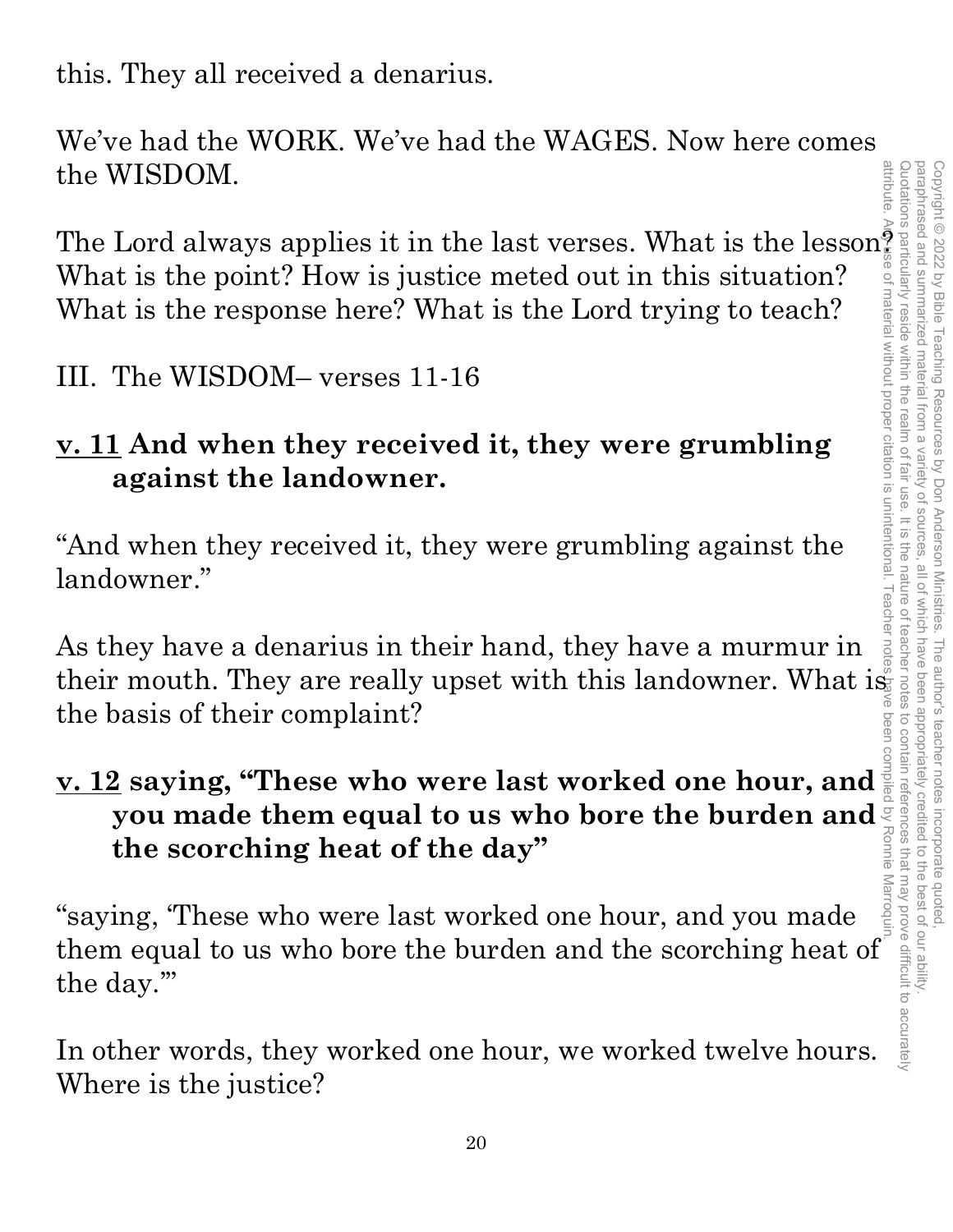this. They all received a denarius.

We've had the WORK. We've had the WAGES. Now here comes the WISDOM.

The Lord always applies it in the last verses. What is the lesson? What is the point? How is justice meted out in this situation? What is the response here? What is the Lord trying to teach?

III. The WISDOM– verses 11-16

**<u>v. 11</u> And when they received it, they were grumbling against the landowner.**

"And when they received it, they were grumbling against the landowner."

As they have a denarius in their hand, they have a murmur in their mouth. They are really upset with this landowner. What is the basis of their complaint?

**<u>v. 12</u> saying, "These who were last worked one hour, and you made them equal to us who bore the burden and the scorching heat of the day"**

"saying, 'These who were last worked one hour, and you made them equal to us who bore the burden and the scorching heat of the day.'"

In other words, they worked one hour, we worked twelve hours. Where is the justice?

Copyright © 2022 by Bible Teaching Resources by Don Anderson Ministries. The author's teacher notes incorporate quoted, paraphrased and summarized material from a variety of sources, all of which have been appropriately credited to the best of our ability. Quotations particularly reside within the realm of fair use. It is the nature of teacher notes to contain references that may prove difficult to accurately attribute. Any use of material without proper citation is unintentional. Teacher notes have been compiled by Ronnie Marroquin.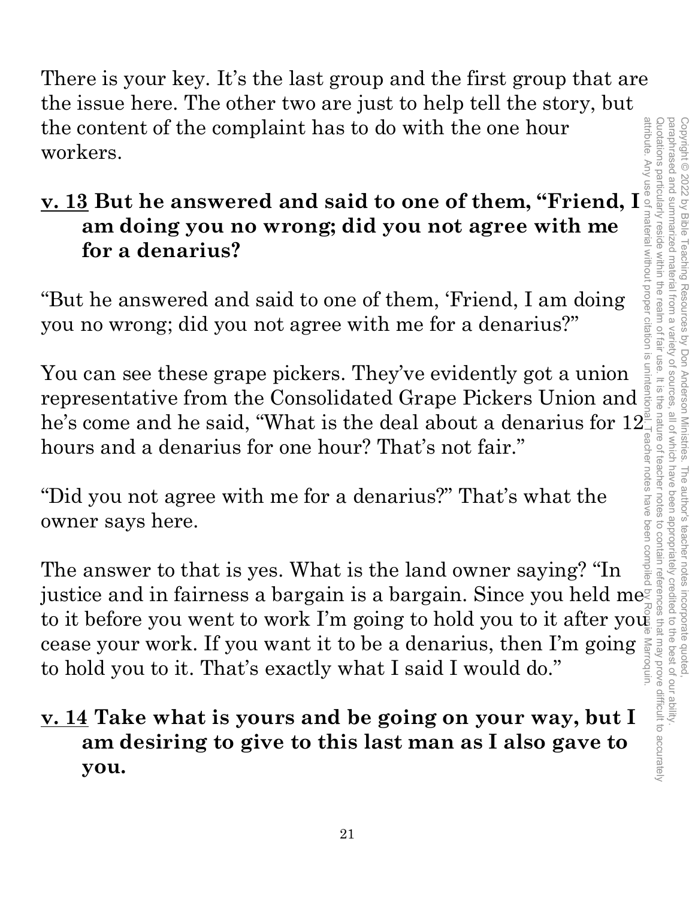There is your key. It's the last group and the first group that are the issue here. The other two are just to help tell the story, but the content of the complaint has to do with the one hour workers.

**<u>v. 13</u> But he answered and said to one of them, "Friend, I am doing you no wrong; did you not agree with me for a denarius?**

"But he answered and said to one of them, 'Friend, I am doing you no wrong; did you not agree with me for a denarius?'"

You can see these grape pickers. They've evidently got a union representative from the Consolidated Grape Pickers Union and he's come and he said, "What is the deal about a denarius for 12 hours and a denarius for one hour? That's not fair."

"Did you not agree with me for a denarius?" That's what the owner says here.

The answer to that is yes. What is the land owner saying? "In justice and in fairness a bargain is a bargain. Since you held me to it before you went to work I'm going to hold you to it after you cease your work. If you want it to be a denarius, then I'm going to hold you to it. That's exactly what I said I would do."

**<u>v. 14</u> Take what is yours and be going on your way, but I am desiring to give to this last man as I also gave to you.**

Copyright © 2022 by Bible Teaching Resources by Don Anderson Ministries. The author's teacher notes incorporate quoted, paraphrased and summarized material from a variety of sources, all of which have been appropriately credited to the best of our ability. Quotations particularly reside within the realm of fair use. It is the nature of teacher notes to contain references that may prove difficult to accurately attribute. Any use of material without proper citation is unintentional. Teacher notes have been compiled by Ronnie Marroquin.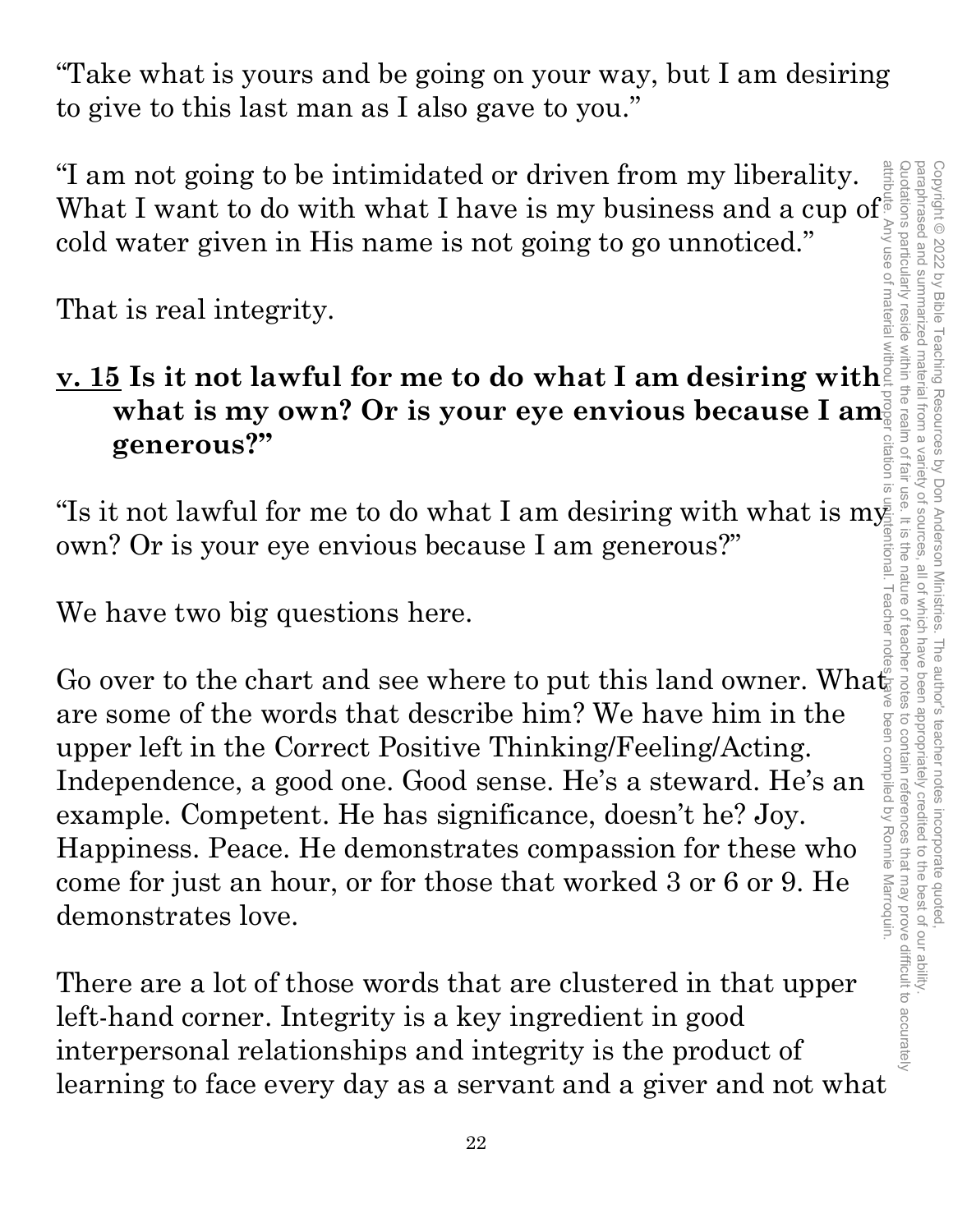"Take what is yours and be going on your way, but I am desiring to give to this last man as I also gave to you."

"I am not going to be intimidated or driven from my liberality. What I want to do with what I have is my business and a cup of cold water given in His name is not going to go unnoticed."

That is real integrity.

**<u>v. 15</u> Is it not lawful for me to do what I am desiring with what is my own? Or is your eye envious because I am generous?"**

"Is it not lawful for me to do what I am desiring with what is my own? Or is your eye envious because I am generous?"

We have two big questions here.

Go over to the chart and see where to put this land owner. What are some of the words that describe him? We have him in the upper left in the Correct Positive Thinking/Feeling/Acting. Independence, a good one. Good sense. He's a steward. He's an example. Competent. He has significance, doesn't he? Joy. Happiness. Peace. He demonstrates compassion for these who come for just an hour, or for those that worked 3 or 6 or 9. He demonstrates love.

There are a lot of those words that are clustered in that upper left-hand corner. Integrity is a key ingredient in good interpersonal relationships and integrity is the product of learning to face every day as a servant and a giver and not what

Copyright © 2022 by Bible Teaching Resources by Don Anderson Ministries. The author's teacher notes incorporate quoted, paraphrased and summarized material from a variety of sources, all of which have been appropriately credited to the best of our ability. Quotations particularly reside within the realm of fair use. It is the nature of teacher notes to contain references that may prove difficult to accurately attribute. Any use of material without proper citation is unintentional. Teacher notes have been compiled by Ronnie Marroquin.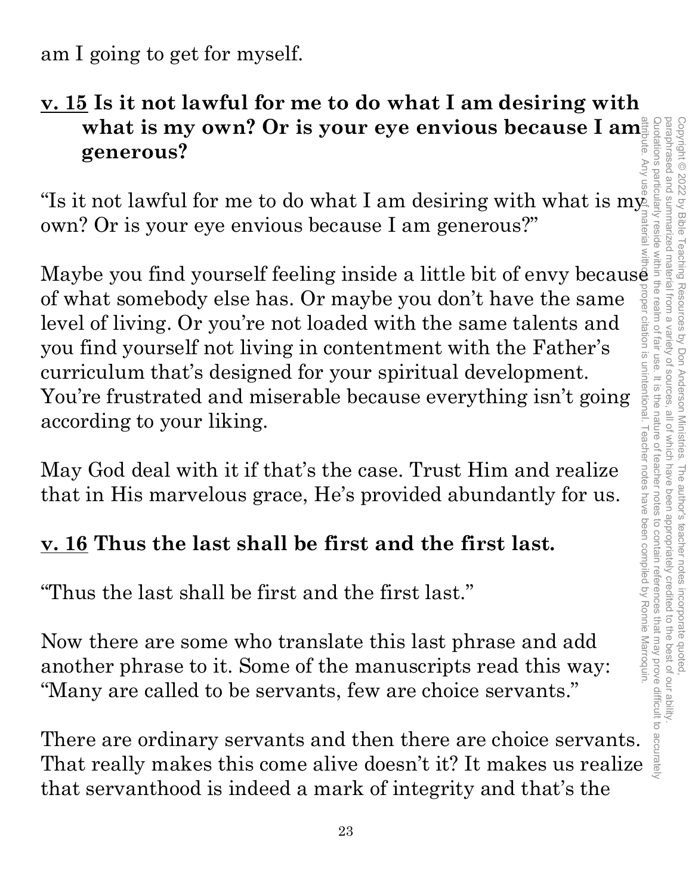am I going to get for myself.

**<u>v. 15</u> Is it not lawful for me to do what I am desiring with what is my own? Or is your eye envious because I am generous?**

"Is it not lawful for me to do what I am desiring with what is my own? Or is your eye envious because I am generous?"

Maybe you find yourself feeling inside a little bit of envy because of what somebody else has. Or maybe you don't have the same level of living. Or you're not loaded with the same talents and you find yourself not living in contentment with the Father's curriculum that's designed for your spiritual development. You're frustrated and miserable because everything isn't going according to your liking.

May God deal with it if that's the case. Trust Him and realize that in His marvelous grace, He's provided abundantly for us.

**<u>v. 16</u> Thus the last shall be first and the first last.**

"Thus the last shall be first and the first last."

Now there are some who translate this last phrase and add another phrase to it. Some of the manuscripts read this way: "Many are called to be servants, few are choice servants."

There are ordinary servants and then there are choice servants. That really makes this come alive doesn't it? It makes us realize that servanthood is indeed a mark of integrity and that's the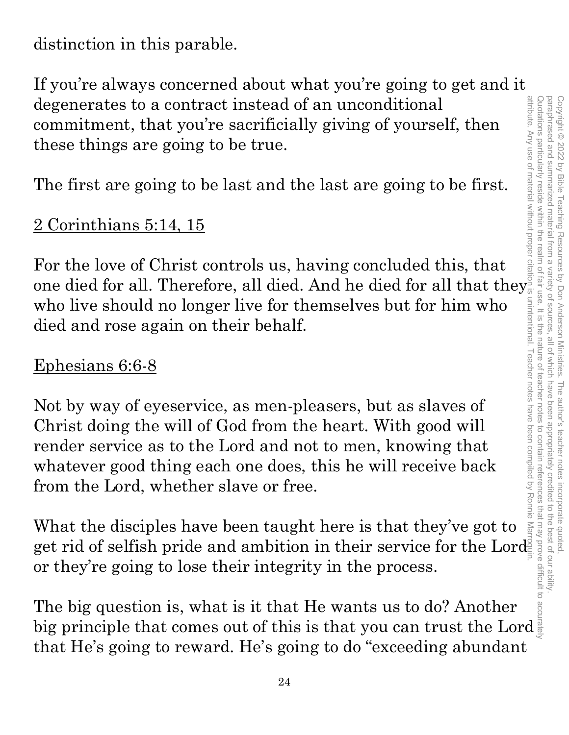distinction in this parable.

If you're always concerned about what you're going to get and it degenerates to a contract instead of an unconditional commitment, that you're sacrificially giving of yourself, then these things are going to be true.

The first are going to be last and the last are going to be first.

<u>2 Corinthians 5:14, 15</u>

For the love of Christ controls us, having concluded this, that one died for all. Therefore, all died. And he died for all that they who live should no longer live for themselves but for him who died and rose again on their behalf.

<u>Ephesians 6:6-8</u>

Not by way of eyeservice, as men-pleasers, but as slaves of Christ doing the will of God from the heart. With good will render service as to the Lord and not to men, knowing that whatever good thing each one does, this he will receive back from the Lord, whether slave or free.

What the disciples have been taught here is that they've got to get rid of selfish pride and ambition in their service for the Lord or they're going to lose their integrity in the process.

The big question is, what is it that He wants us to do? Another big principle that comes out of this is that you can trust the Lord that He's going to reward. He's going to do "exceeding abundant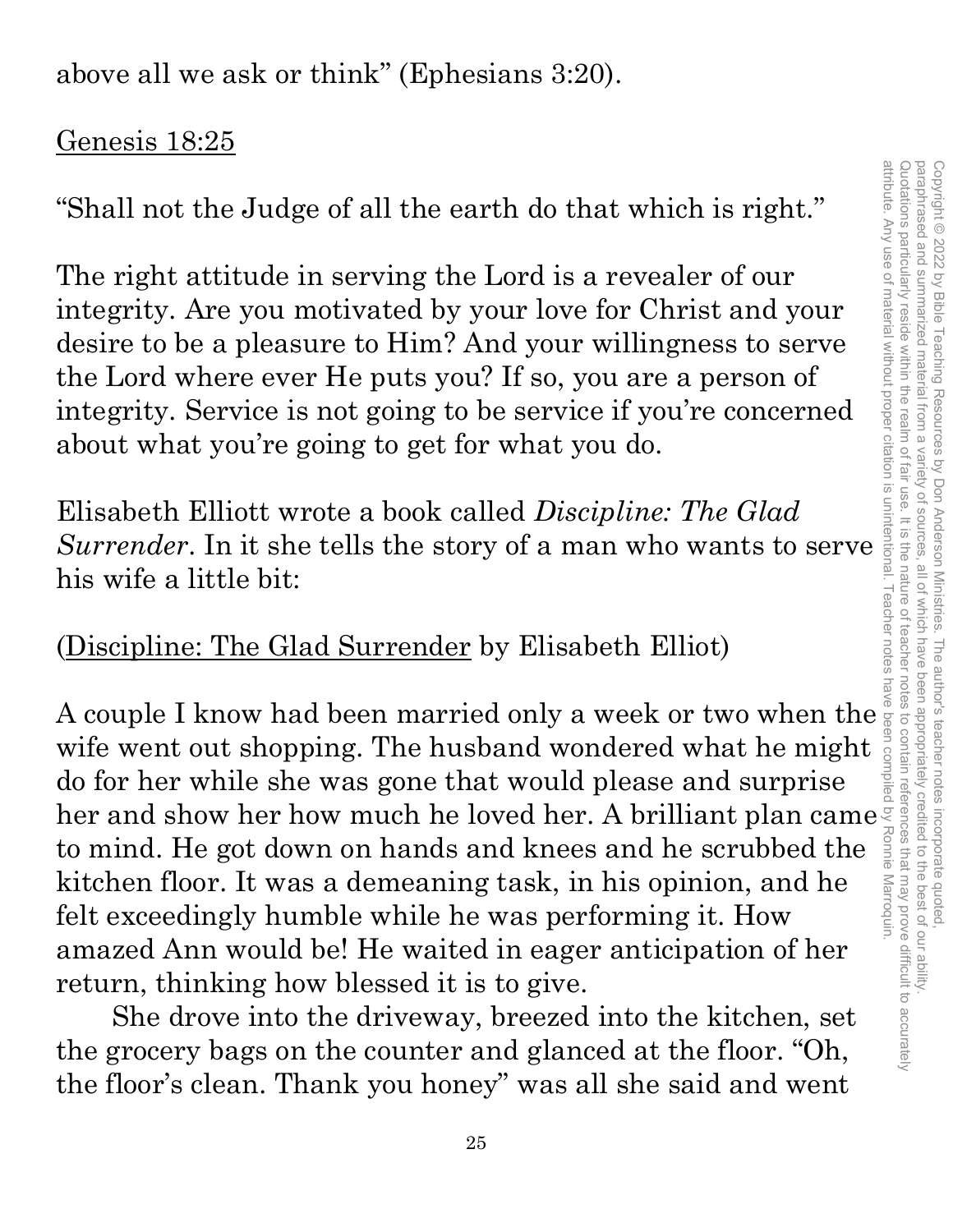above all we ask or think" (Ephesians 3:20).

<u>Genesis 18:25</u>

"Shall not the Judge of all the earth do that which is right."

The right attitude in serving the Lord is a revealer of our integrity. Are you motivated by your love for Christ and your desire to be a pleasure to Him? And your willingness to serve the Lord where ever He puts you? If so, you are a person of integrity. Service is not going to be service if you're concerned about what you're going to get for what you do.

Elisabeth Elliott wrote a book called *Discipline: The Glad Surrender*. In it she tells the story of a man who wants to serve his wife a little bit:

(<u>Discipline: The Glad Surrender</u> by Elisabeth Elliot)

A couple I know had been married only a week or two when the wife went out shopping. The husband wondered what he might do for her while she was gone that would please and surprise her and show her how much he loved her. A brilliant plan came to mind. He got down on hands and knees and he scrubbed the kitchen floor. It was a demeaning task, in his opinion, and he felt exceedingly humble while he was performing it. How amazed Ann would be! He waited in eager anticipation of her return, thinking how blessed it is to give.

She drove into the driveway, breezed into the kitchen, set the grocery bags on the counter and glanced at the floor. "Oh, the floor's clean. Thank you honey" was all she said and went

Copyright © 2022 by Bible Teaching Resources by Don Anderson Ministries. The author's teacher notes incorporate quoted, paraphrased and summarized material from a variety of sources, all of which have been appropriately credited to the best of our ability. Quotations particularly reside within the realm of fair use. It is the nature of teacher notes to contain references that may prove difficult to accurately attribute. Any use of material without proper citation is unintentional. Teacher notes have been compiled by Ronnie Marroquin.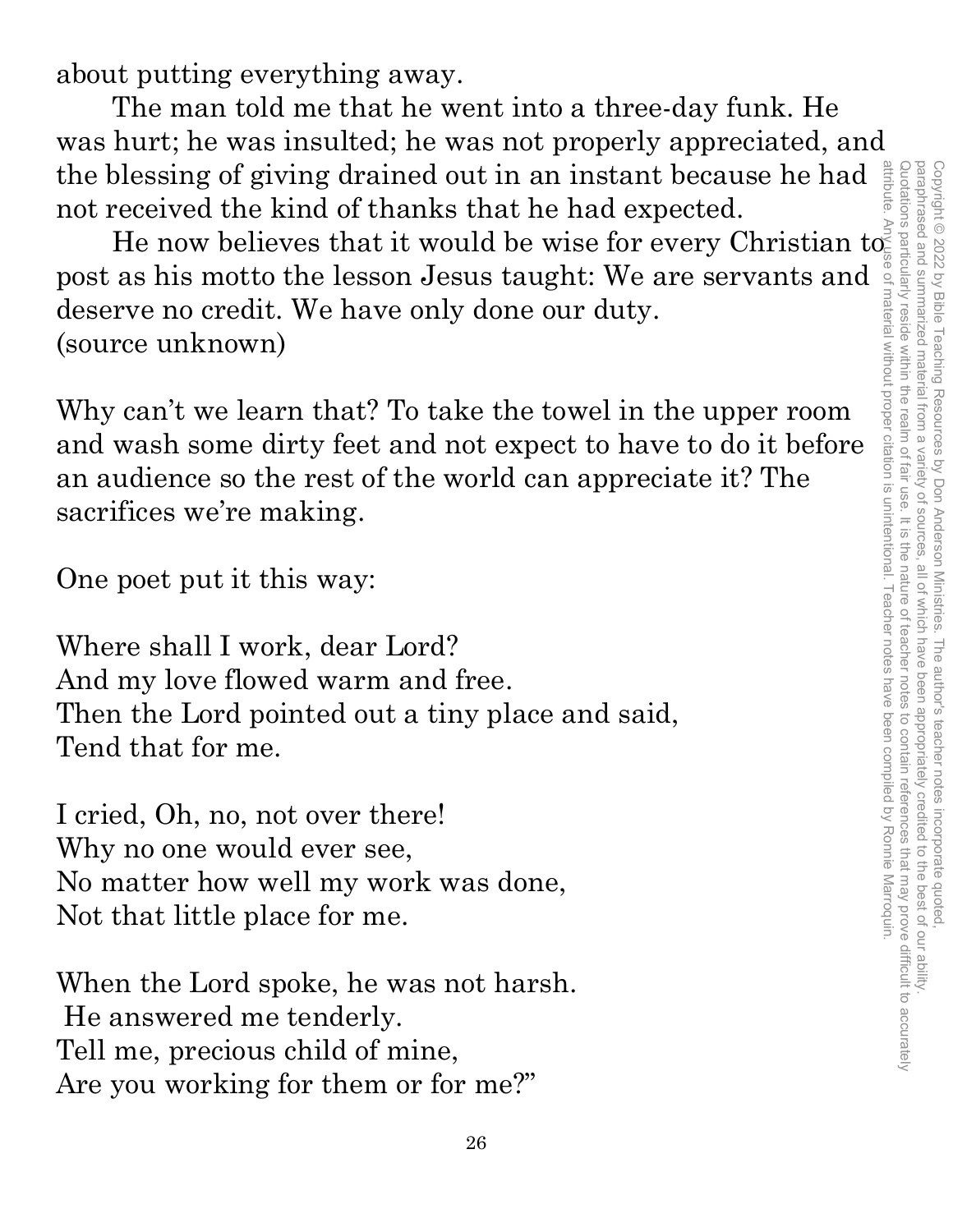about putting everything away.

The man told me that he went into a three-day funk. He was hurt; he was insulted; he was not properly appreciated, and the blessing of giving drained out in an instant because he had not received the kind of thanks that he had expected.

He now believes that it would be wise for every Christian to post as his motto the lesson Jesus taught: We are servants and deserve no credit. We have only done our duty.
(source unknown)

Why can't we learn that? To take the towel in the upper room and wash some dirty feet and not expect to have to do it before an audience so the rest of the world can appreciate it? The sacrifices we're making.

One poet put it this way:

Where shall I work, dear Lord?
And my love flowed warm and free.
Then the Lord pointed out a tiny place and said,
Tend that for me.

I cried, Oh, no, not over there!
Why no one would ever see,
No matter how well my work was done,
Not that little place for me.

When the Lord spoke, he was not harsh.
He answered me tenderly.
Tell me, precious child of mine,
Are you working for them or for me?"

Copyright © 2022 by Bible Teaching Resources by Don Anderson Ministries. The author's teacher notes incorporate quoted, paraphrased and summarized material from a variety of sources, all of which have been appropriately credited to the best of our ability. Quotations particularly reside within the realm of fair use. It is the nature of teacher notes to contain references that may prove difficult to accurately attribute. Any use of material without proper citation is unintentional. Teacher notes have been compiled by Ronnie Marroquin.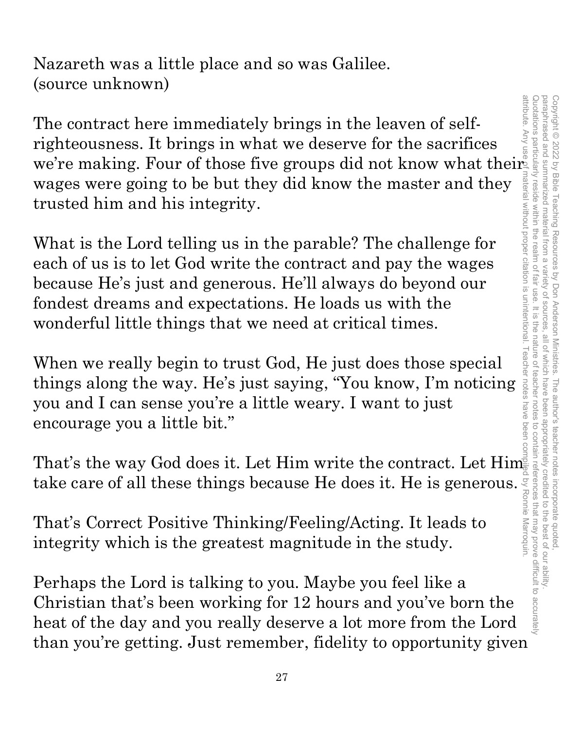Nazareth was a little place and so was Galilee.
(source unknown)

The contract here immediately brings in the leaven of self-righteousness. It brings in what we deserve for the sacrifices we're making. Four of those five groups did not know what their wages were going to be but they did know the master and they trusted him and his integrity.

What is the Lord telling us in the parable? The challenge for each of us is to let God write the contract and pay the wages because He's just and generous. He'll always do beyond our fondest dreams and expectations. He loads us with the wonderful little things that we need at critical times.

When we really begin to trust God, He just does those special things along the way. He's just saying, "You know, I'm noticing you and I can sense you're a little weary. I want to just encourage you a little bit."

That's the way God does it. Let Him write the contract. Let Him take care of all these things because He does it. He is generous.

That's Correct Positive Thinking/Feeling/Acting. It leads to integrity which is the greatest magnitude in the study.

Perhaps the Lord is talking to you. Maybe you feel like a Christian that's been working for 12 hours and you've born the heat of the day and you really deserve a lot more from the Lord than you're getting. Just remember, fidelity to opportunity given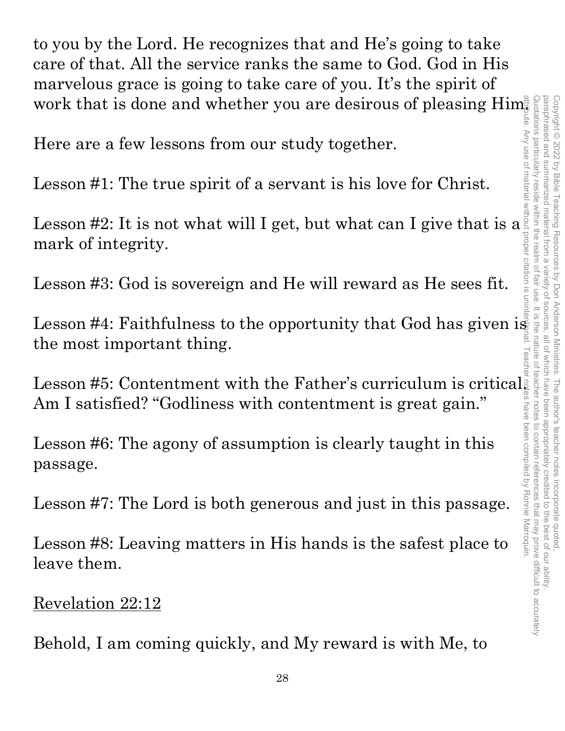to you by the Lord. He recognizes that and He's going to take care of that. All the service ranks the same to God. God in His marvelous grace is going to take care of you. It's the spirit of work that is done and whether you are desirous of pleasing Him.

Here are a few lessons from our study together.

Lesson #1: The true spirit of a servant is his love for Christ.

Lesson #2: It is not what will I get, but what can I give that is a mark of integrity.

Lesson #3: God is sovereign and He will reward as He sees fit.

Lesson #4: Faithfulness to the opportunity that God has given is the most important thing.

Lesson #5: Contentment with the Father's curriculum is critical. Am I satisfied? "Godliness with contentment is great gain."

Lesson #6: The agony of assumption is clearly taught in this passage.

Lesson #7: The Lord is both generous and just in this passage.

Lesson #8: Leaving matters in His hands is the safest place to leave them.

<u>Revelation 22:12</u>

Behold, I am coming quickly, and My reward is with Me, to

Copyright © 2022 by Bible Teaching Resources by Don Anderson Ministries. The author's teacher notes incorporate quoted, paraphrased and summarized material from a variety of sources, all of which have been appropriately credited to the best of our ability. Quotations particularly reside within the realm of fair use. It is the nature of teacher notes to contain references that may prove difficult to accurately attribute. Any use of material without proper citation is unintentional. Teacher notes have been compiled by Ronnie Marroquin.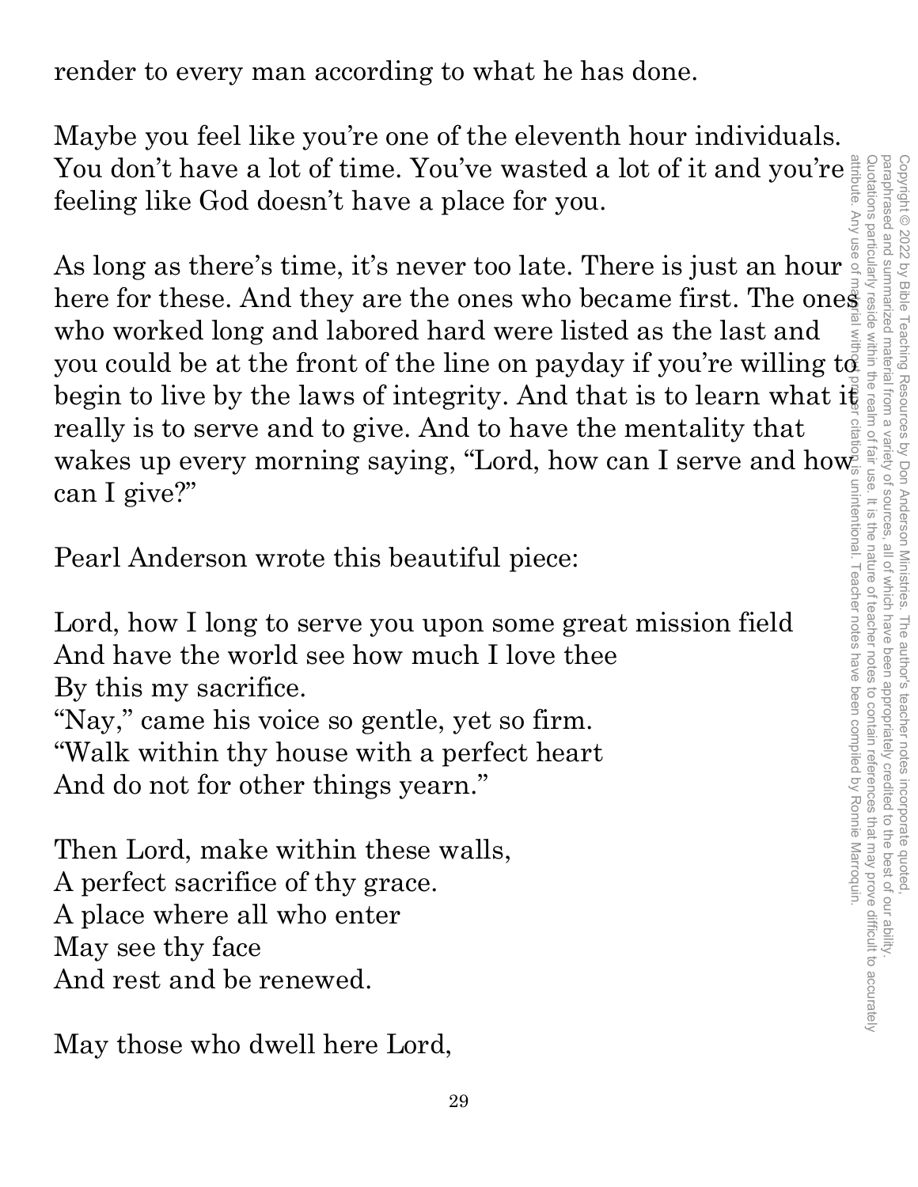render to every man according to what he has done.

Maybe you feel like you're one of the eleventh hour individuals. You don't have a lot of time. You've wasted a lot of it and you're feeling like God doesn't have a place for you.

As long as there's time, it's never too late. There is just an hour here for these. And they are the ones who became first. The ones who worked long and labored hard were listed as the last and you could be at the front of the line on payday if you're willing to begin to live by the laws of integrity. And that is to learn what it really is to serve and to give. And to have the mentality that wakes up every morning saying, "Lord, how can I serve and how can I give?"

Pearl Anderson wrote this beautiful piece:

Lord, how I long to serve you upon some great mission field  
And have the world see how much I love thee  
By this my sacrifice.  
"Nay," came his voice so gentle, yet so firm.  
"Walk within thy house with a perfect heart  
And do not for other things yearn."

Then Lord, make within these walls,  
A perfect sacrifice of thy grace.  
A place where all who enter  
May see thy face  
And rest and be renewed.

May those who dwell here Lord,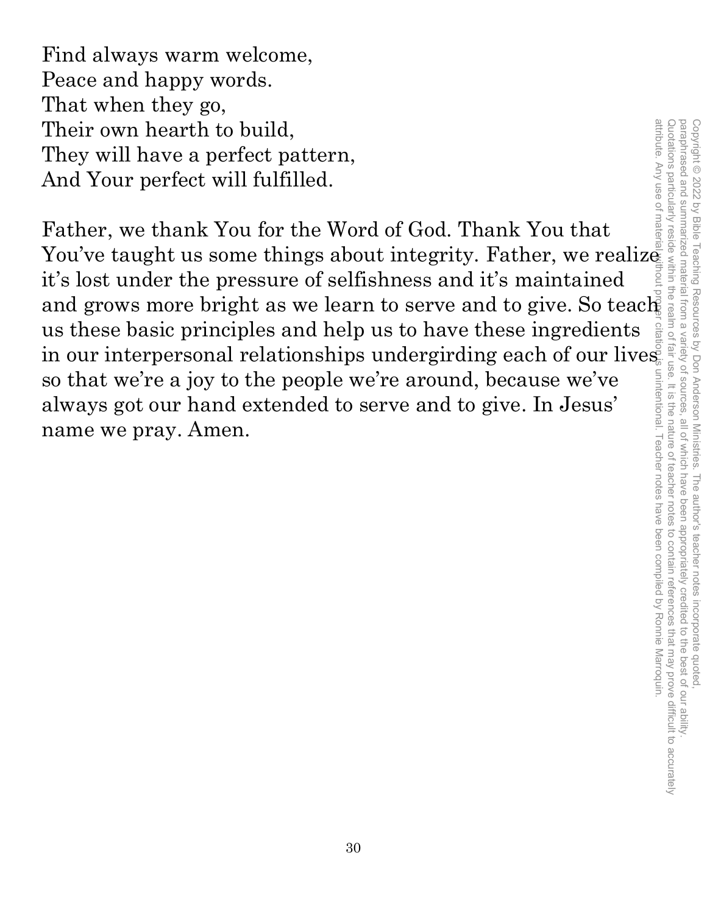Find always warm welcome,
Peace and happy words.
That when they go,
Their own hearth to build,
They will have a perfect pattern,
And Your perfect will fulfilled.

Father, we thank You for the Word of God. Thank You that You've taught us some things about integrity. Father, we realize it's lost under the pressure of selfishness and it's maintained and grows more bright as we learn to serve and to give. So teach us these basic principles and help us to have these ingredients in our interpersonal relationships undergirding each of our lives so that we're a joy to the people we're around, because we've always got our hand extended to serve and to give. In Jesus' name we pray. Amen.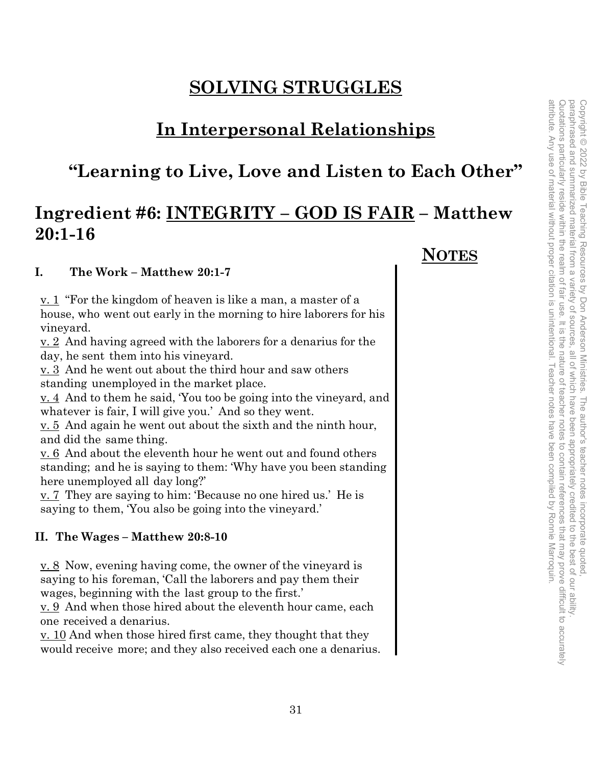# SOLVING STRUGGLES

## In Interpersonal Relationships

## "Learning to Live, Love and Listen to Each Other"

## Ingredient #6: INTEGRITY – GOD IS FAIR – Matthew 20:1-16

**NOTES**

### I. The Work – Matthew 20:1-7

v. 1 "For the kingdom of heaven is like a man, a master of a house, who went out early in the morning to hire laborers for his vineyard.
v. 2 And having agreed with the laborers for a denarius for the day, he sent them into his vineyard.
v. 3 And he went out about the third hour and saw others standing unemployed in the market place.
v. 4 And to them he said, 'You too be going into the vineyard, and whatever is fair, I will give you.' And so they went.
v. 5 And again he went out about the sixth and the ninth hour, and did the same thing.
v. 6 And about the eleventh hour he went out and found others standing; and he is saying to them: 'Why have you been standing here unemployed all day long?'
v. 7 They are saying to him: 'Because no one hired us.' He is saying to them, 'You also be going into the vineyard.'

### II. The Wages – Matthew 20:8-10

v. 8 Now, evening having come, the owner of the vineyard is saying to his foreman, 'Call the laborers and pay them their wages, beginning with the last group to the first.'
v. 9 And when those hired about the eleventh hour came, each one received a denarius.
v. 10 And when those hired first came, they thought that they would receive more; and they also received each one a denarius.

Copyright © 2022 by Bible Teaching Resources by Don Anderson Ministries. The author's teacher notes incorporate quoted, paraphrased and summarized material from a variety of sources, all of which have been appropriately credited to the best of our ability. Quotations particularly reside within the realm of fair use. It is the nature of teacher notes to contain references that may prove difficult to accurately attribute. Any use of material without proper citation is unintentional. Teacher notes have been compiled by Ronnie Marroquin.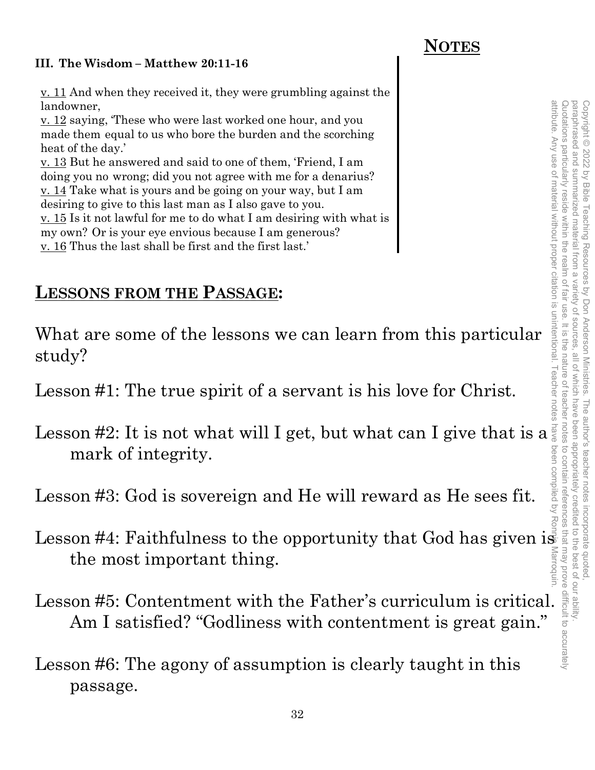## NOTES

**III. The Wisdom – Matthew 20:11-16**

v. 11 And when they received it, they were grumbling against the landowner,
v. 12 saying, 'These who were last worked one hour, and you made them equal to us who bore the burden and the scorching heat of the day.'
v. 13 But he answered and said to one of them, 'Friend, I am doing you no wrong; did you not agree with me for a denarius?
v. 14 Take what is yours and be going on your way, but I am desiring to give to this last man as I also gave to you.
v. 15 Is it not lawful for me to do what I am desiring with what is my own? Or is your eye envious because I am generous?
v. 16 Thus the last shall be first and the first last.'

## LESSONS FROM THE PASSAGE:

What are some of the lessons we can learn from this particular study?

Lesson #1: The true spirit of a servant is his love for Christ.

Lesson #2: It is not what will I get, but what can I give that is a mark of integrity.

Lesson #3: God is sovereign and He will reward as He sees fit.

Lesson #4: Faithfulness to the opportunity that God has given is the most important thing.

Lesson #5: Contentment with the Father's curriculum is critical. Am I satisfied? "Godliness with contentment is great gain."

Lesson #6: The agony of assumption is clearly taught in this passage.

Copyright © 2022 by Bible Teaching Resources by Don Anderson Ministries. The author's teacher notes incorporate quoted, paraphrased and summarized material from a variety of sources, all of which have been appropriately credited to the best of our ability. Quotations particularly reside within the realm of fair use. It is the nature of teacher notes to contain references that may prove difficult to accurately attribute. Any use of material without proper citation is unintentional. Teacher notes have been compiled by Ronnie Marroquin.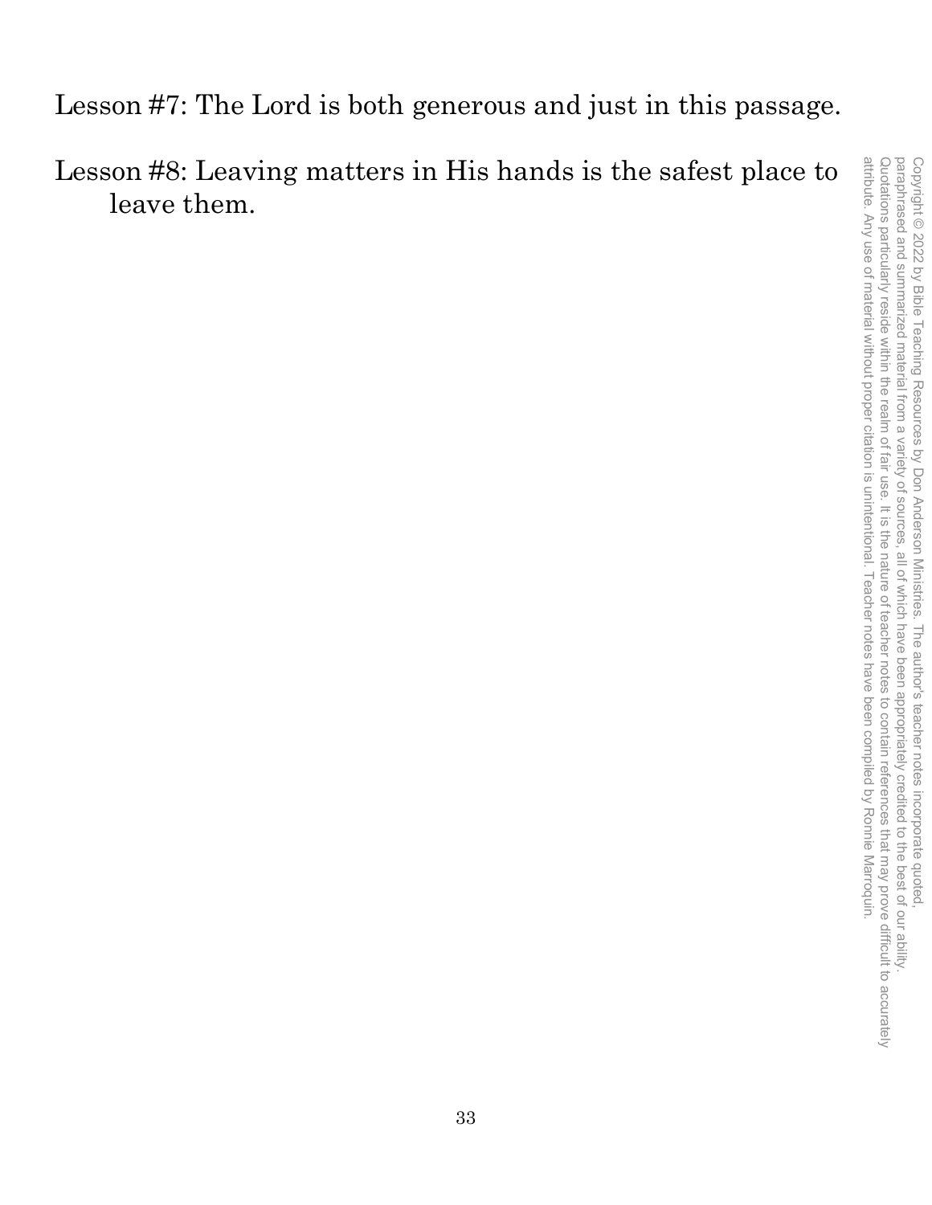Lesson #7: The Lord is both generous and just in this passage.

Lesson #8: Leaving matters in His hands is the safest place to leave them.

Copyright © 2022 by Bible Teaching Resources by Don Anderson Ministries. The author's teacher notes incorporate quoted, paraphrased and summarized material from a variety of sources, all of which have been appropriately credited to the best of our ability. Quotations particularly reside within the realm of fair use. It is the nature of teacher notes to contain references that may prove difficult to accurately attribute. Any use of material without proper citation is unintentional. Teacher notes have been compiled by Ronnie Marroquin.